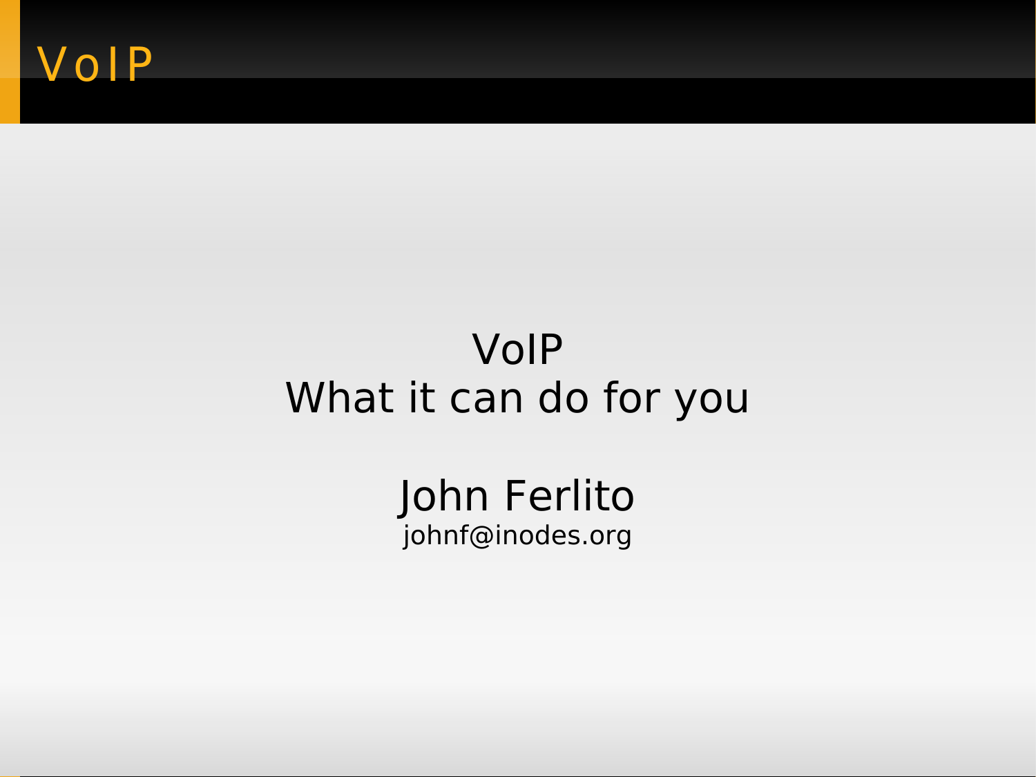# VoIP

VoIP
What it can do for you

John Ferlito
johnf@inodes.org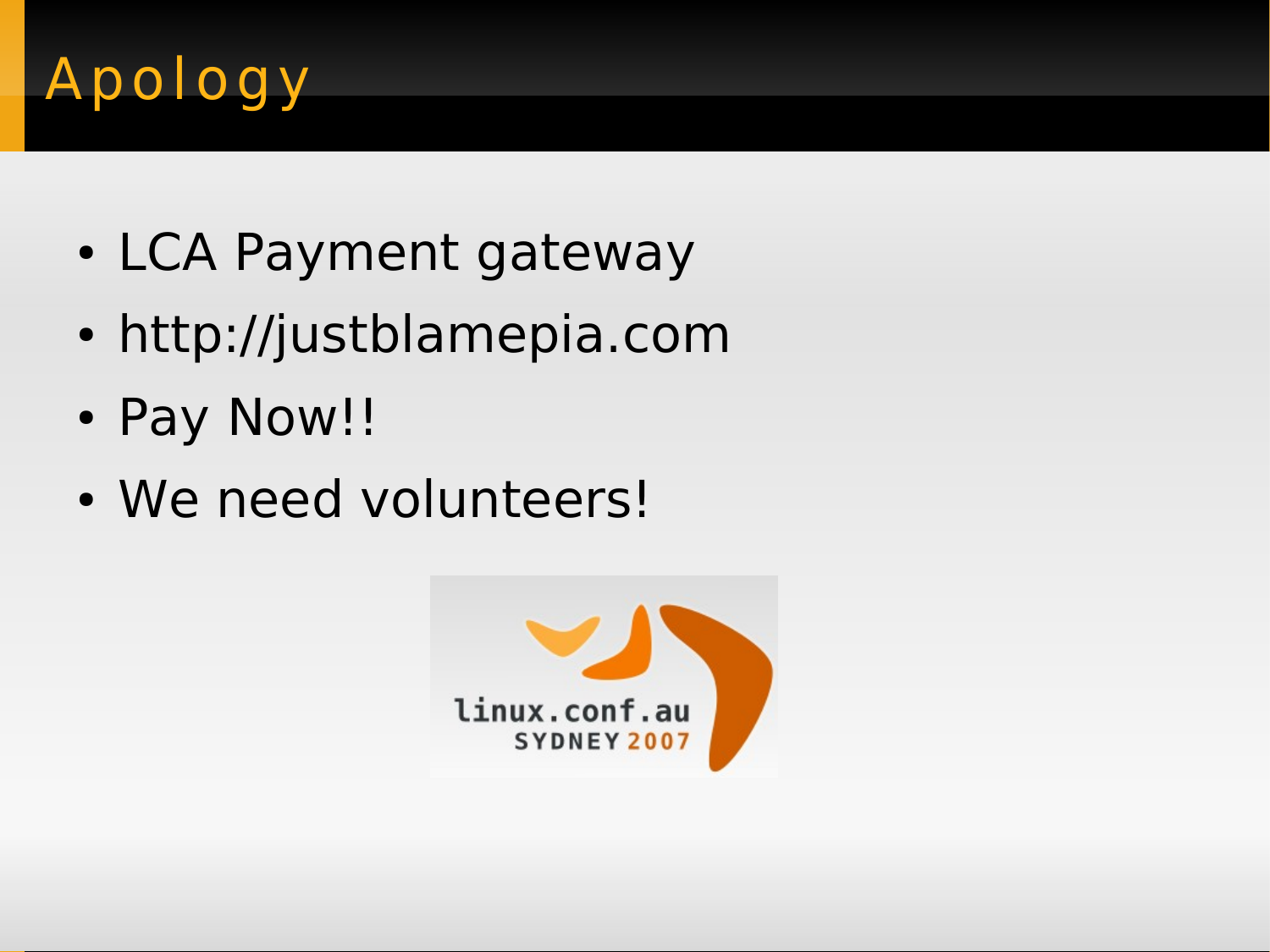# Apology

- LCA Payment gateway
- http://justblamepia.com
- Pay Now!!
- We need volunteers!

linux.conf.au
SYDNEY 2007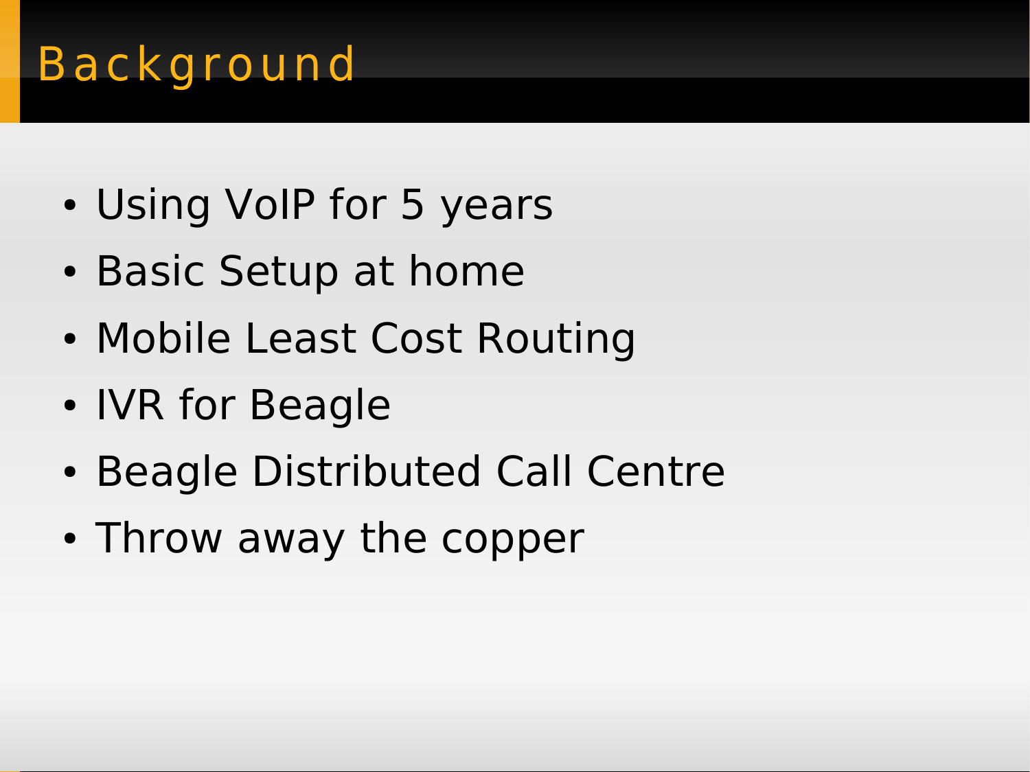# Background

- Using VoIP for 5 years
- Basic Setup at home
- Mobile Least Cost Routing
- IVR for Beagle
- Beagle Distributed Call Centre
- Throw away the copper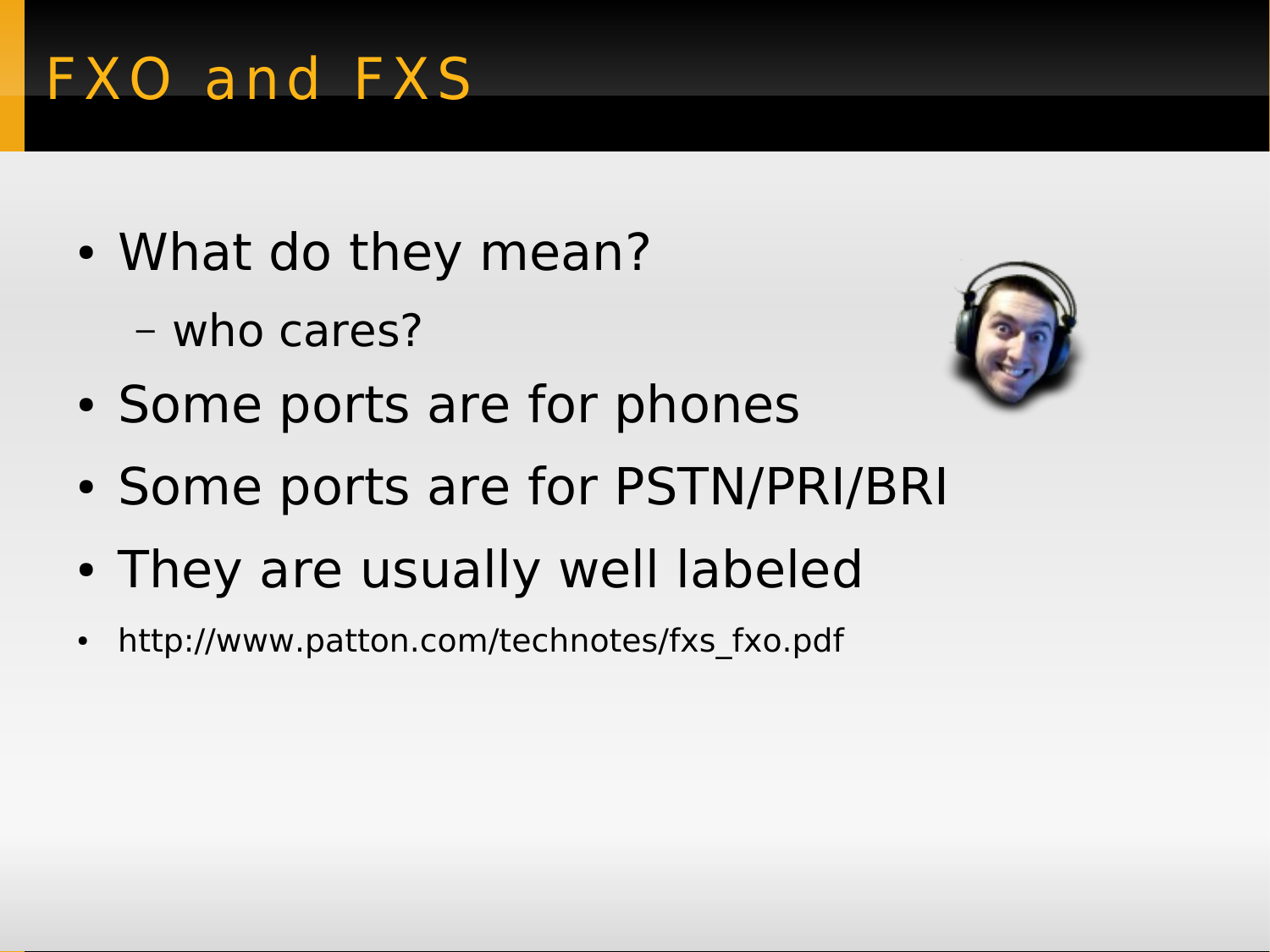# FXO and FXS

- What do they mean?
  - who cares?
- Some ports are for phones
- Some ports are for PSTN/PRI/BRI
- They are usually well labeled
- http://www.patton.com/technotes/fxs_fxo.pdf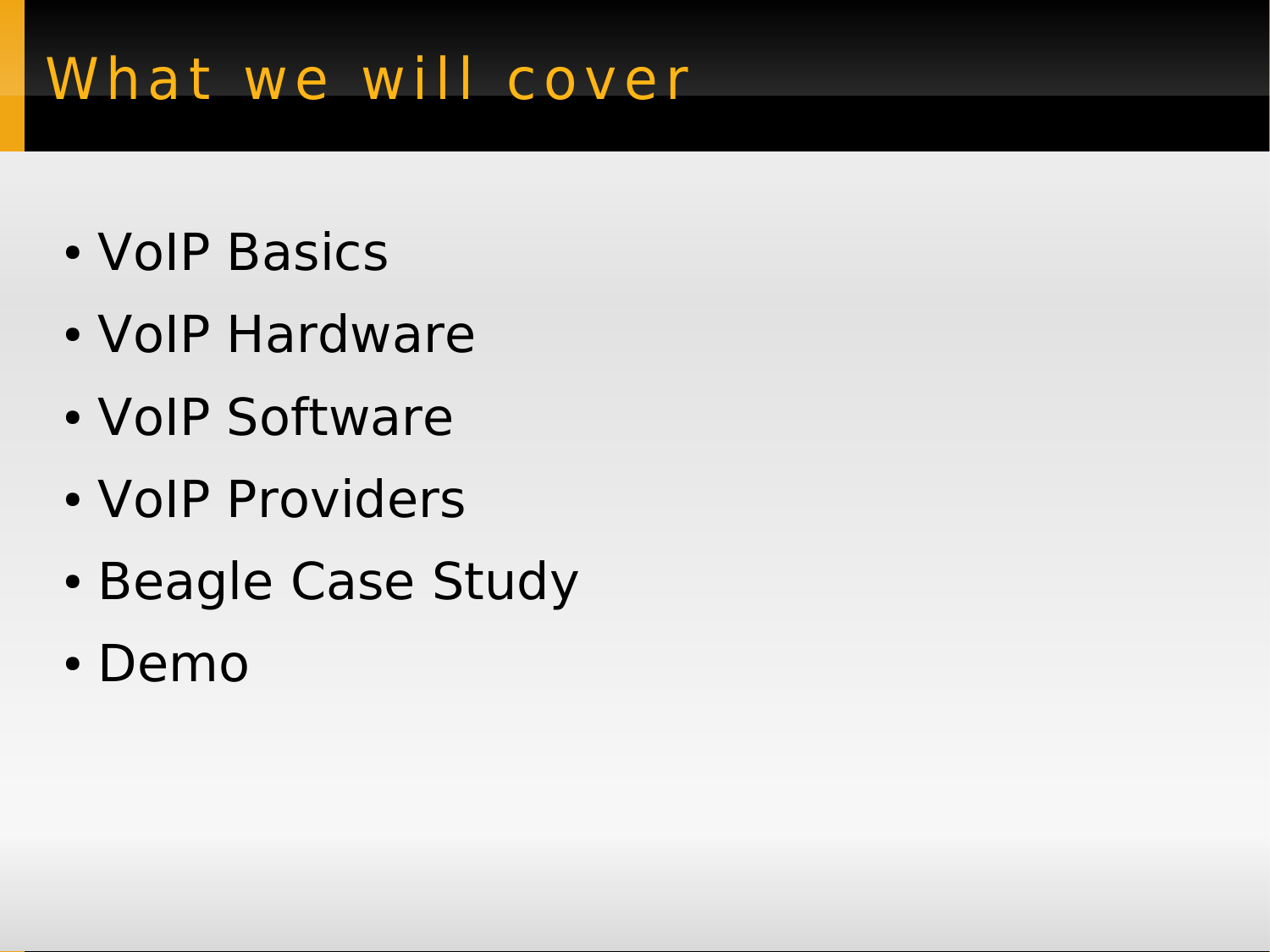# What we will cover

- VoIP Basics
- VoIP Hardware
- VoIP Software
- VoIP Providers
- Beagle Case Study
- Demo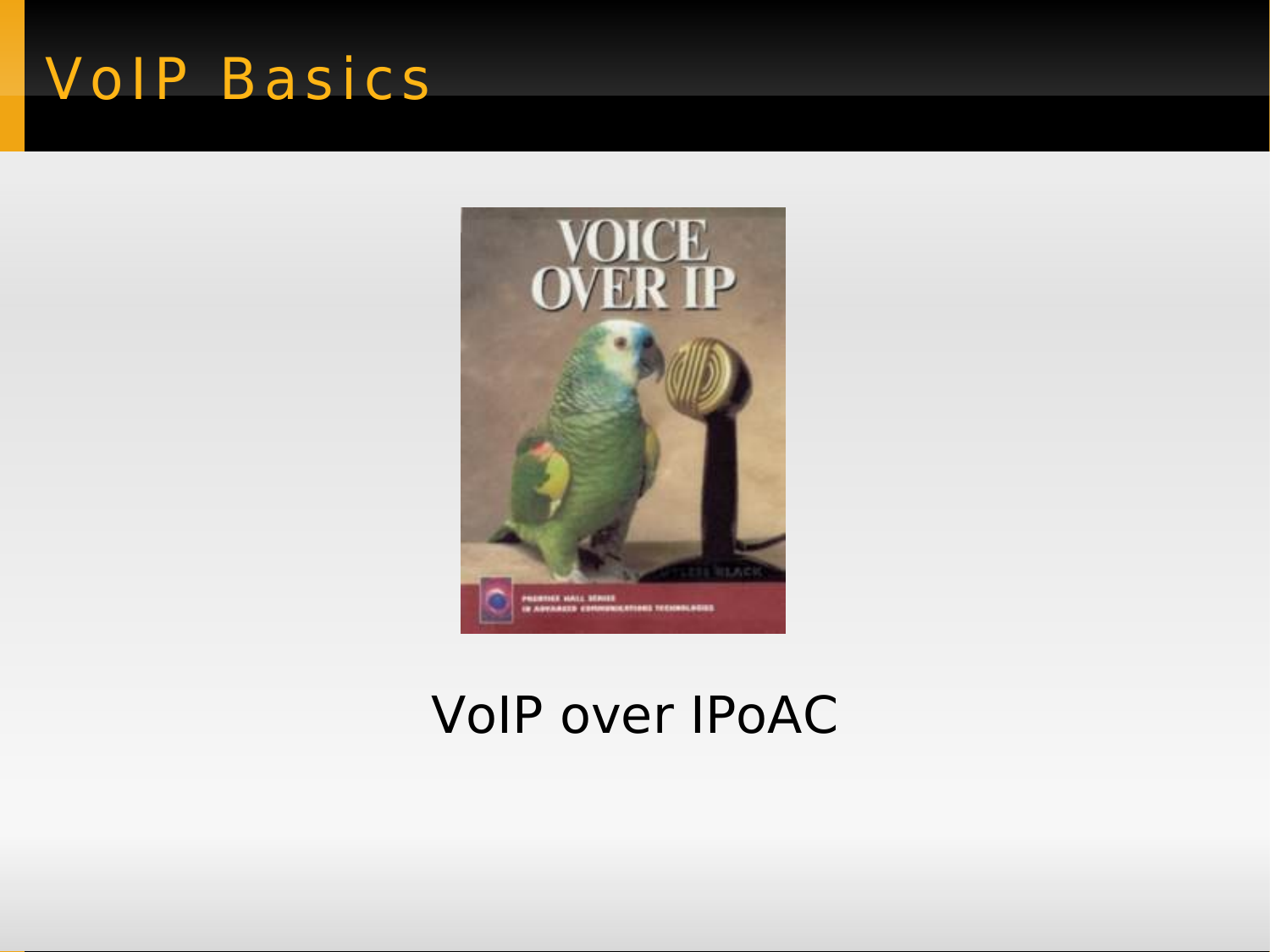# VoIP Basics

VoIP over IPoAC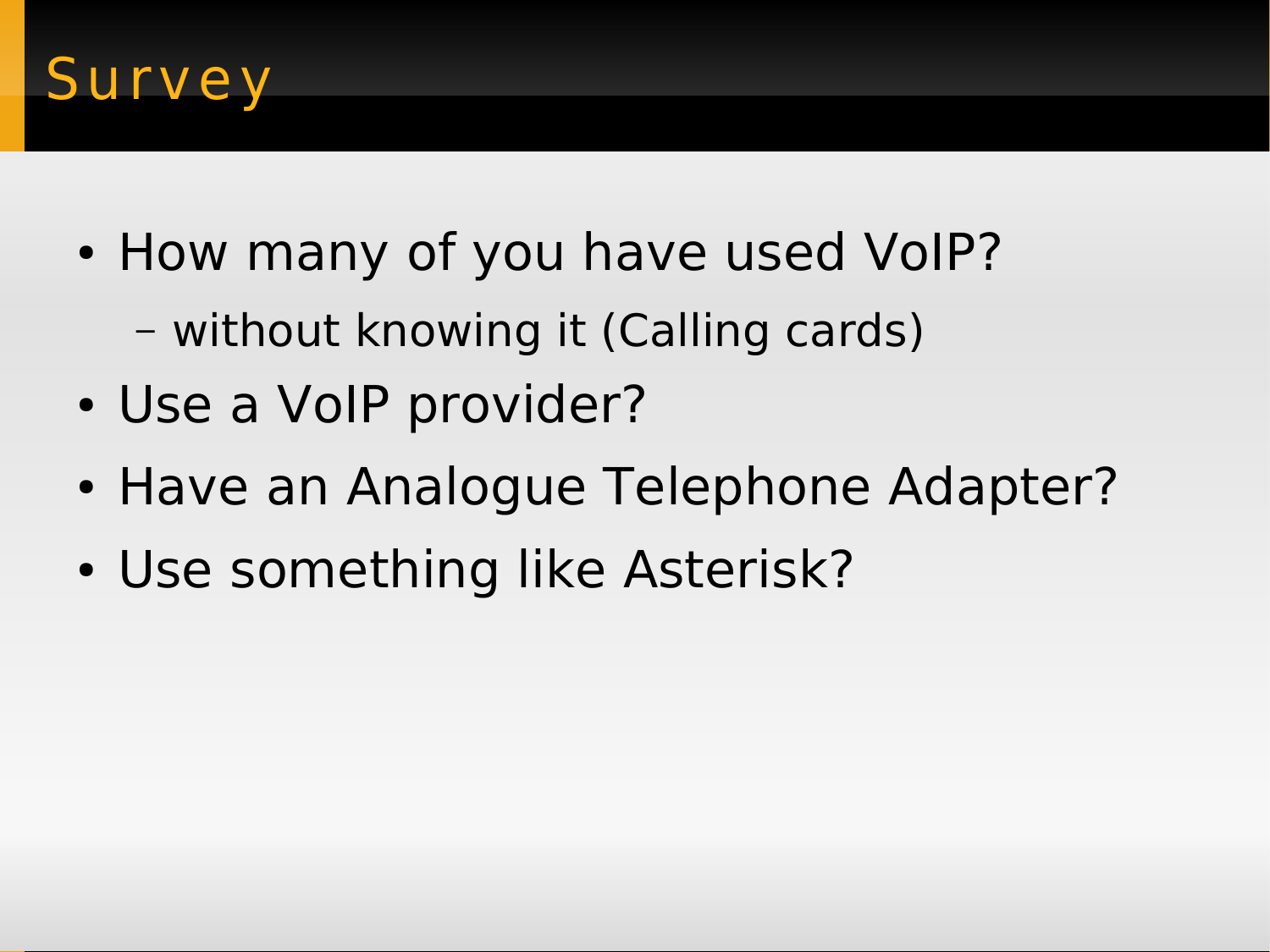# Survey

- How many of you have used VoIP?
  - without knowing it (Calling cards)
- Use a VoIP provider?
- Have an Analogue Telephone Adapter?
- Use something like Asterisk?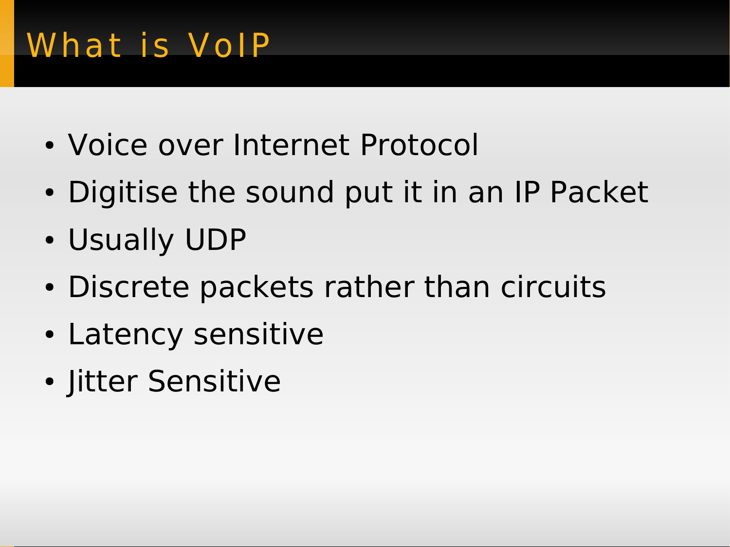# What is VoIP

- Voice over Internet Protocol
- Digitise the sound put it in an IP Packet
- Usually UDP
- Discrete packets rather than circuits
- Latency sensitive
- Jitter Sensitive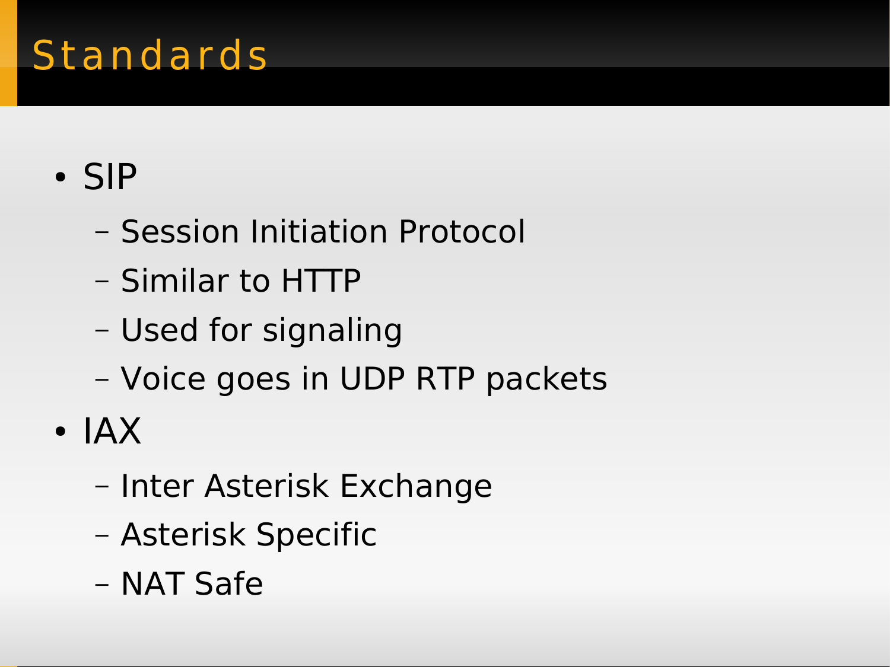# Standards

- SIP
  - Session Initiation Protocol
  - Similar to HTTP
  - Used for signaling
  - Voice goes in UDP RTP packets
- IAX
  - Inter Asterisk Exchange
  - Asterisk Specific
  - NAT Safe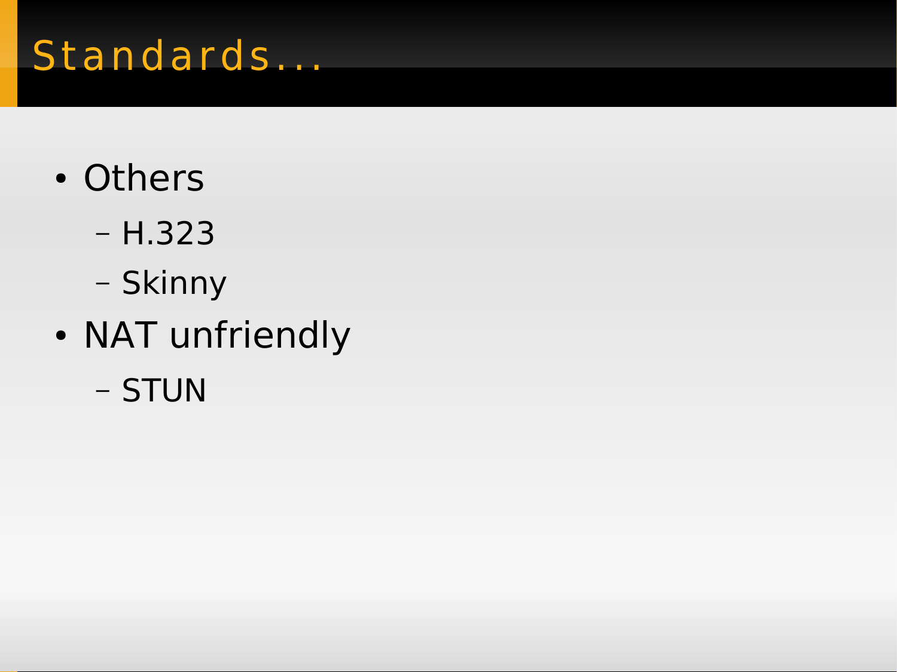# Standards...

- Others
  - H.323
  - Skinny
- NAT unfriendly
  - STUN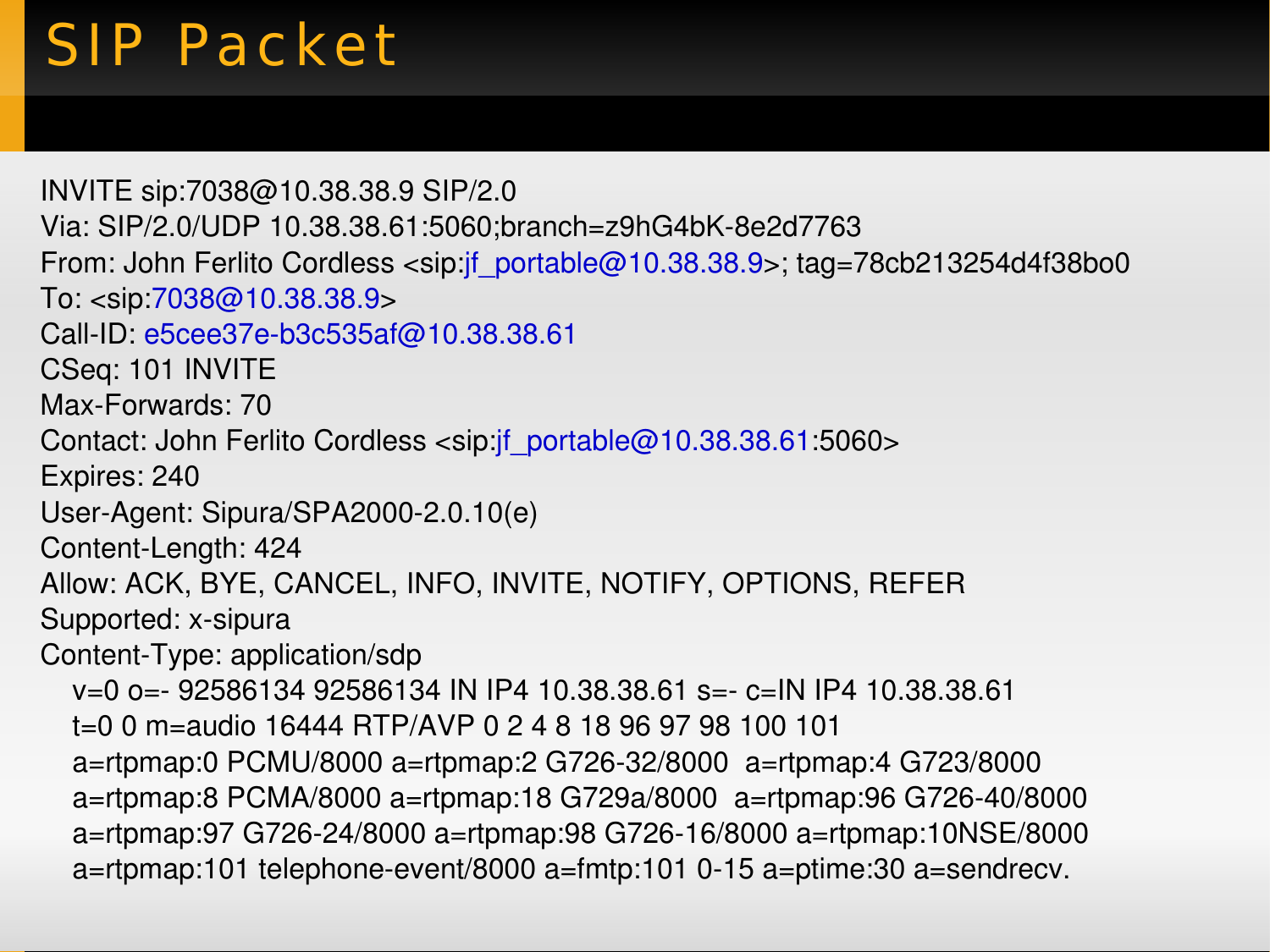# SIP Packet

```
INVITE sip:7038@10.38.38.9 SIP/2.0
Via: SIP/2.0/UDP 10.38.38.61:5060;branch=z9hG4bK-8e2d7763
From: John Ferlito Cordless <sip:jf_portable@10.38.38.9>; tag=78cb213254d4f38bo0
To: <sip:7038@10.38.38.9>
Call-ID: e5cee37e-b3c535af@10.38.38.61
CSeq: 101 INVITE
Max-Forwards: 70
Contact: John Ferlito Cordless <sip:jf_portable@10.38.38.61:5060>
Expires: 240
User-Agent: Sipura/SPA2000-2.0.10(e)
Content-Length: 424
Allow: ACK, BYE, CANCEL, INFO, INVITE, NOTIFY, OPTIONS, REFER
Supported: x-sipura
Content-Type: application/sdp
   v=0 o=- 92586134 92586134 IN IP4 10.38.38.61 s=- c=IN IP4 10.38.38.61
   t=0 0 m=audio 16444 RTP/AVP 0 2 4 8 18 96 97 98 100 101
   a=rtpmap:0 PCMU/8000 a=rtpmap:2 G726-32/8000  a=rtpmap:4 G723/8000
   a=rtpmap:8 PCMA/8000 a=rtpmap:18 G729a/8000  a=rtpmap:96 G726-40/8000
   a=rtpmap:97 G726-24/8000 a=rtpmap:98 G726-16/8000 a=rtpmap:10NSE/8000
   a=rtpmap:101 telephone-event/8000 a=fmtp:101 0-15 a=ptime:30 a=sendrecv.
```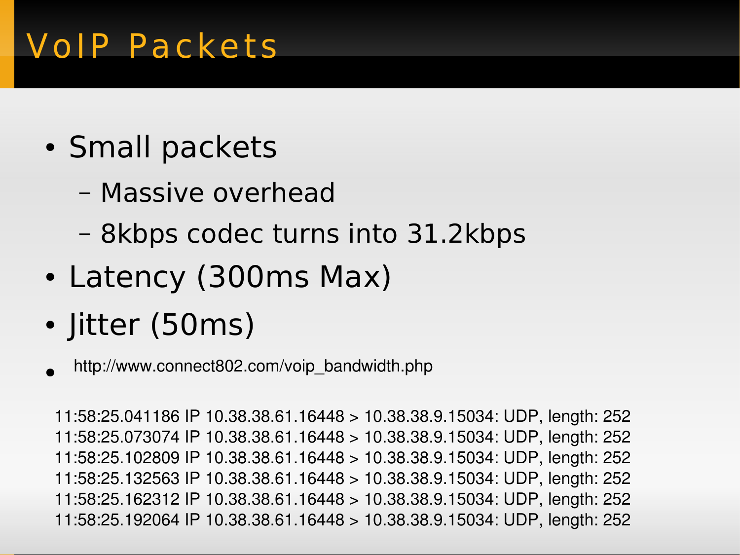# VoIP Packets

- Small packets
  - Massive overhead
  - 8kbps codec turns into 31.2kbps
- Latency (300ms Max)
- Jitter (50ms)
- http://www.connect802.com/voip_bandwidth.php

```
11:58:25.041186 IP 10.38.38.61.16448 > 10.38.38.9.15034: UDP, length: 252
11:58:25.073074 IP 10.38.38.61.16448 > 10.38.38.9.15034: UDP, length: 252
11:58:25.102809 IP 10.38.38.61.16448 > 10.38.38.9.15034: UDP, length: 252
11:58:25.132563 IP 10.38.38.61.16448 > 10.38.38.9.15034: UDP, length: 252
11:58:25.162312 IP 10.38.38.61.16448 > 10.38.38.9.15034: UDP, length: 252
11:58:25.192064 IP 10.38.38.61.16448 > 10.38.38.9.15034: UDP, length: 252
```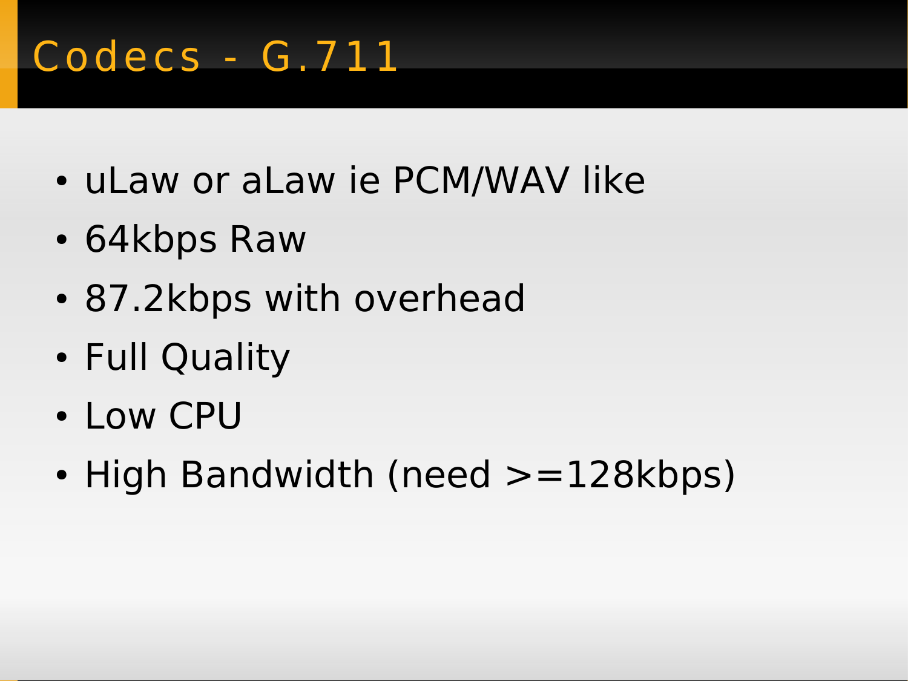# Codecs - G.711

- uLaw or aLaw ie PCM/WAV like
- 64kbps Raw
- 87.2kbps with overhead
- Full Quality
- Low CPU
- High Bandwidth (need >=128kbps)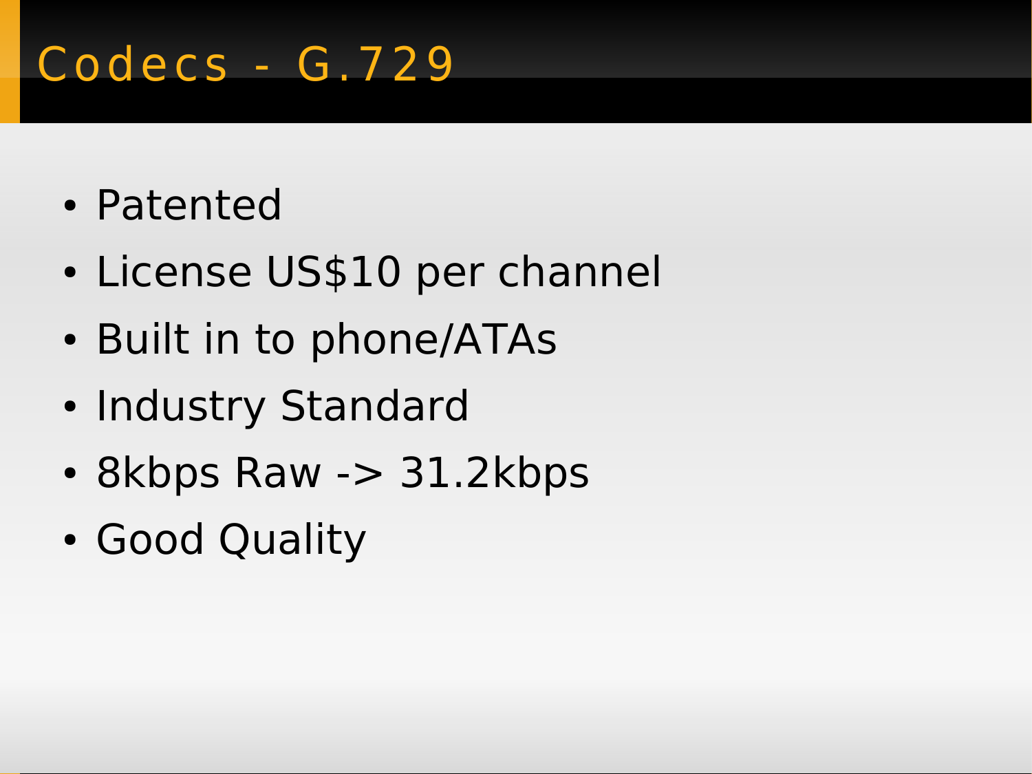# Codecs - G.729

- Patented
- License US$10 per channel
- Built in to phone/ATAs
- Industry Standard
- 8kbps Raw -> 31.2kbps
- Good Quality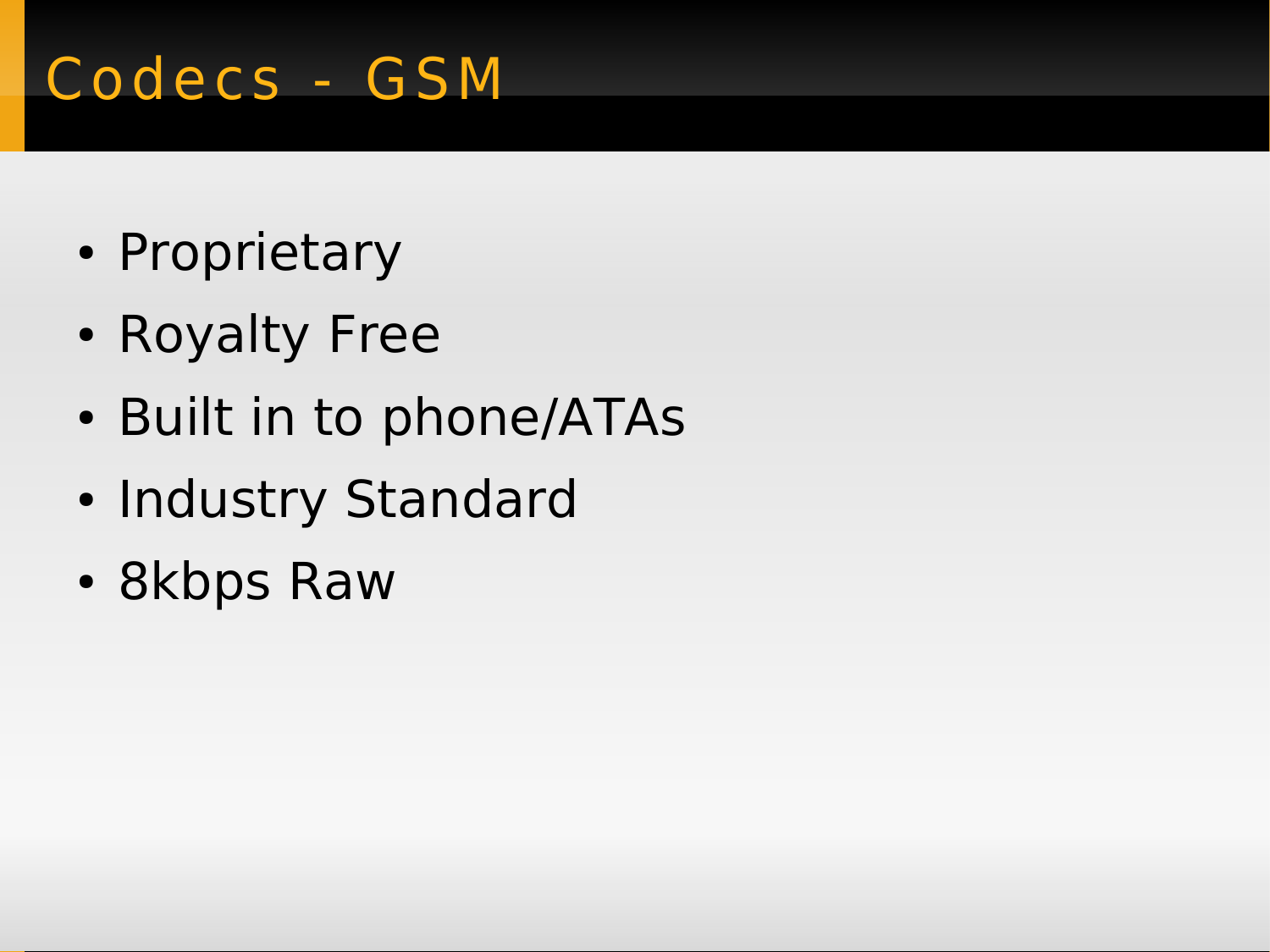# Codecs - GSM

- Proprietary
- Royalty Free
- Built in to phone/ATAs
- Industry Standard
- 8kbps Raw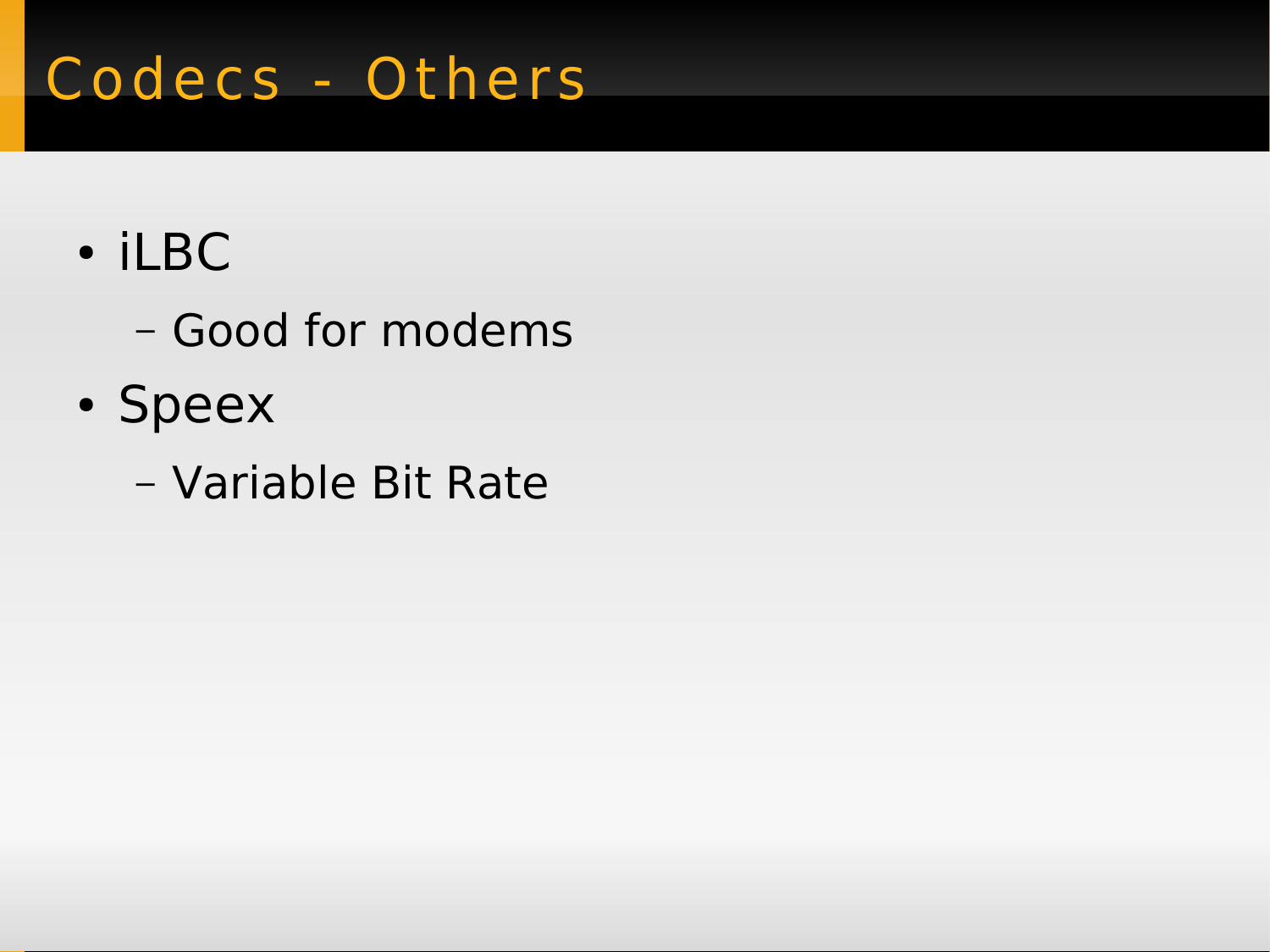# Codecs - Others

- iLBC
  - Good for modems
- Speex
  - Variable Bit Rate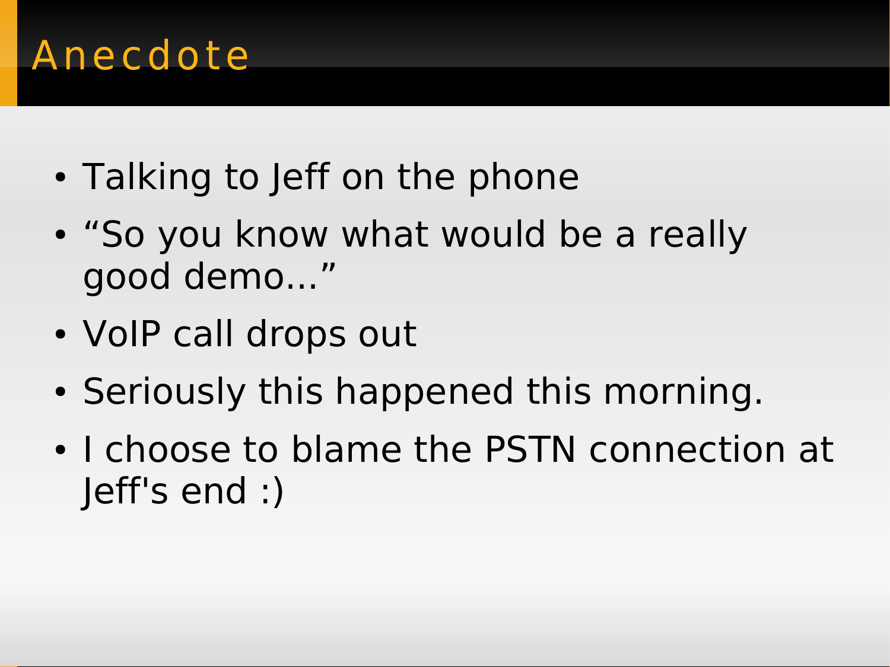# Anecdote

- Talking to Jeff on the phone
- “So you know what would be a really good demo...”
- VoIP call drops out
- Seriously this happened this morning.
- I choose to blame the PSTN connection at Jeff's end :)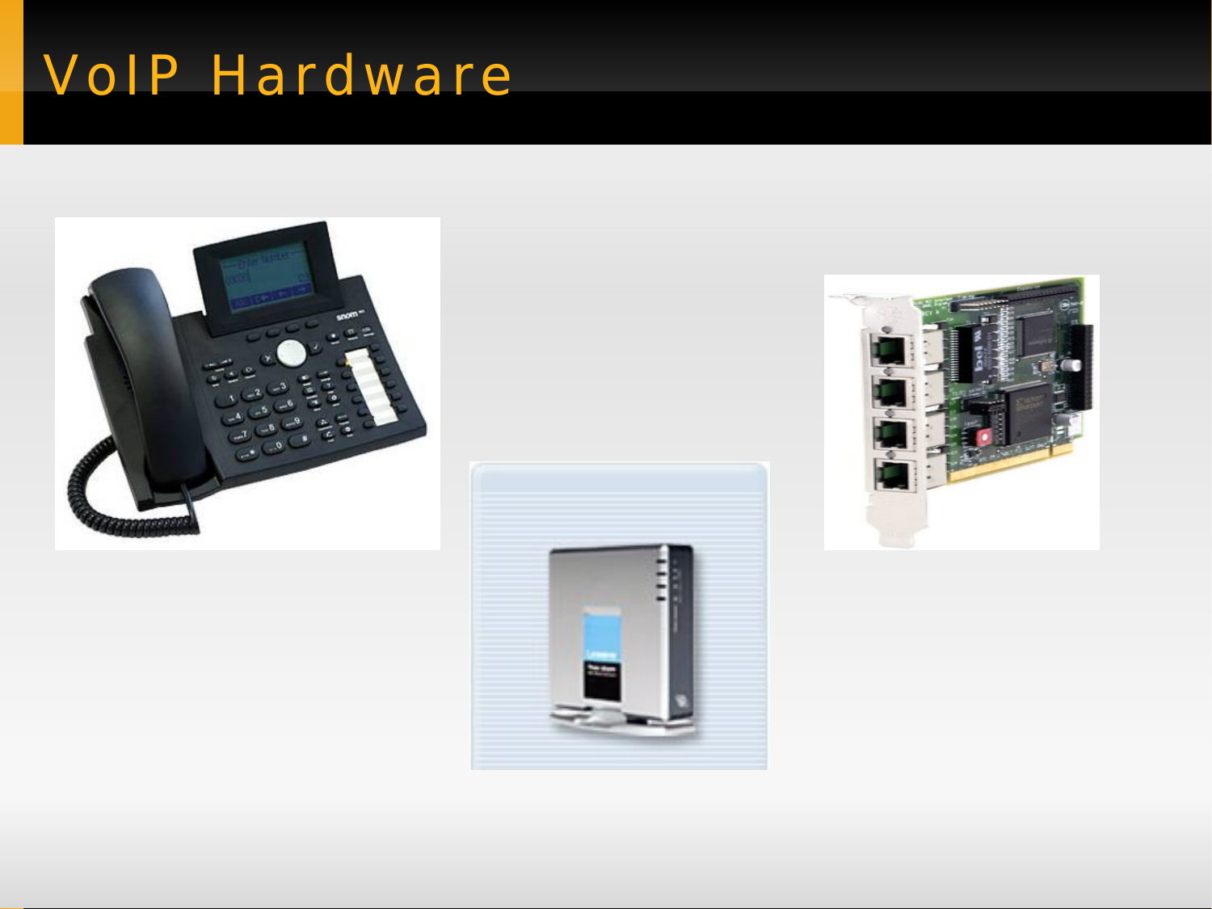# VoIP Hardware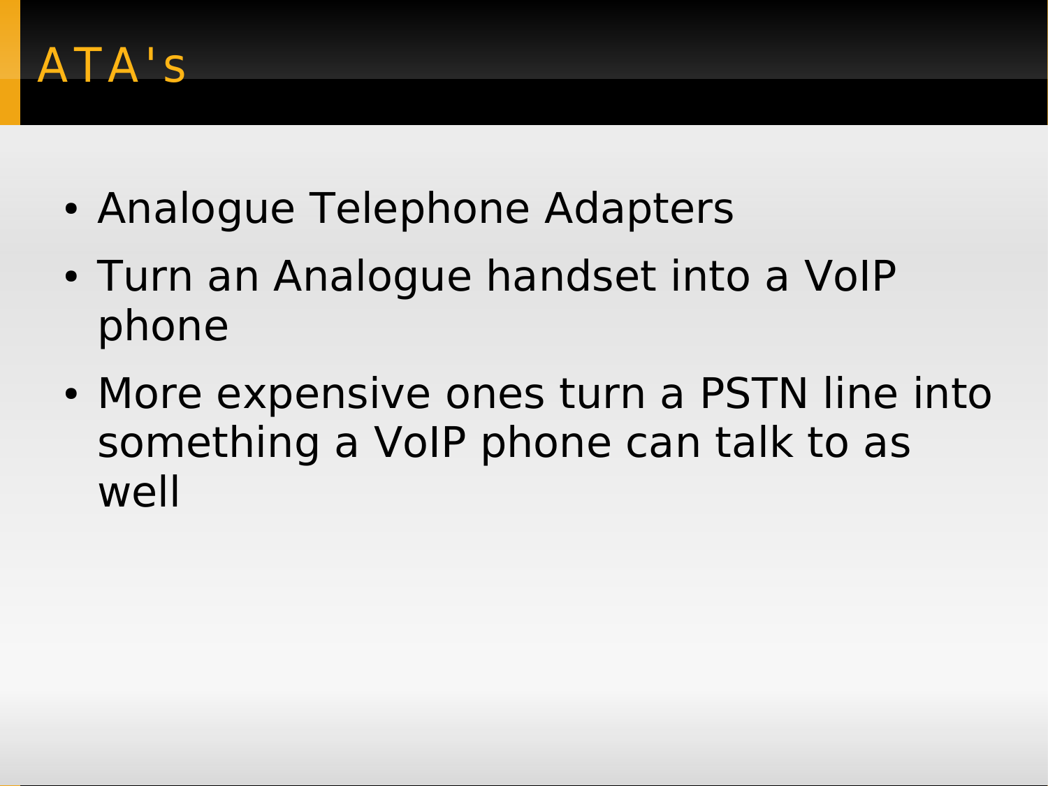# ATA's

- Analogue Telephone Adapters
- Turn an Analogue handset into a VoIP phone
- More expensive ones turn a PSTN line into something a VoIP phone can talk to as well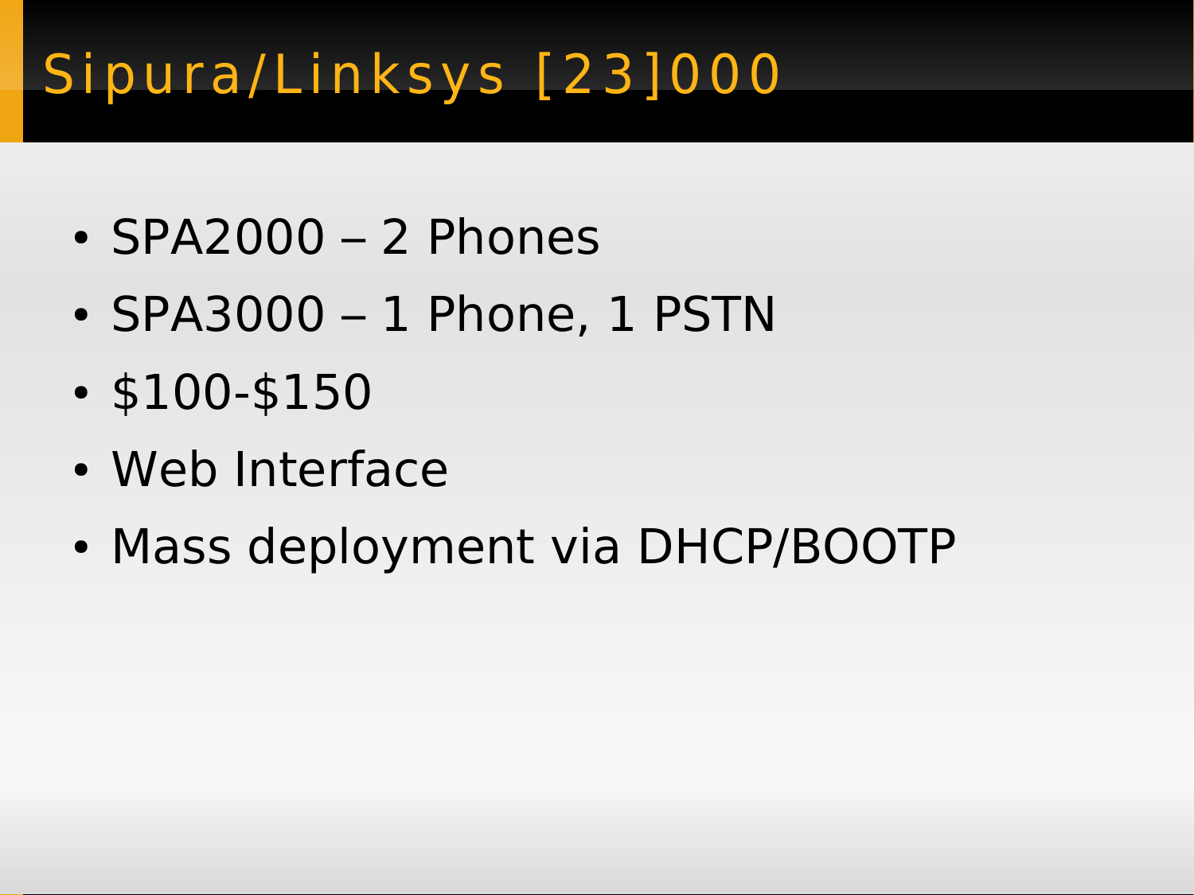# Sipura/Linksys [23]000

- SPA2000 – 2 Phones
- SPA3000 – 1 Phone, 1 PSTN
- $100-$150
- Web Interface
- Mass deployment via DHCP/BOOTP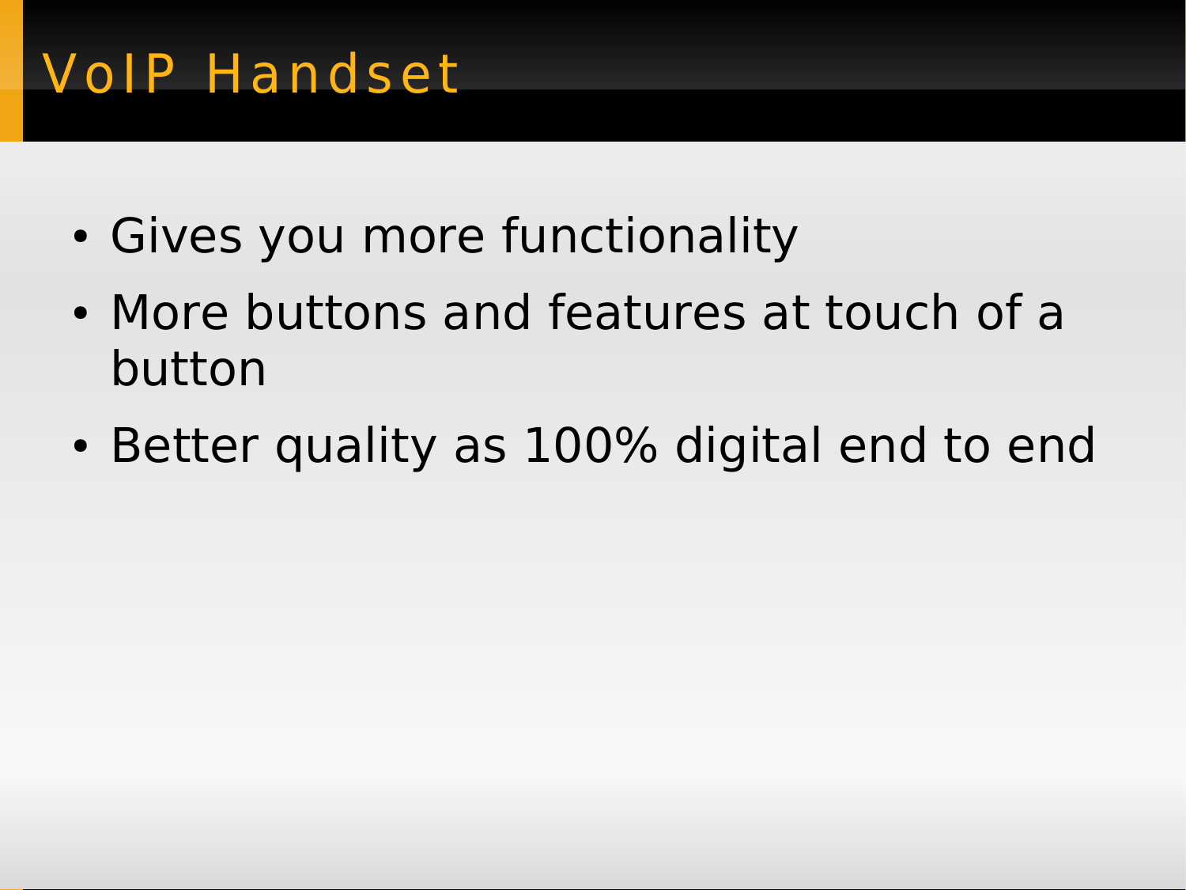# VoIP Handset

- Gives you more functionality
- More buttons and features at touch of a button
- Better quality as 100% digital end to end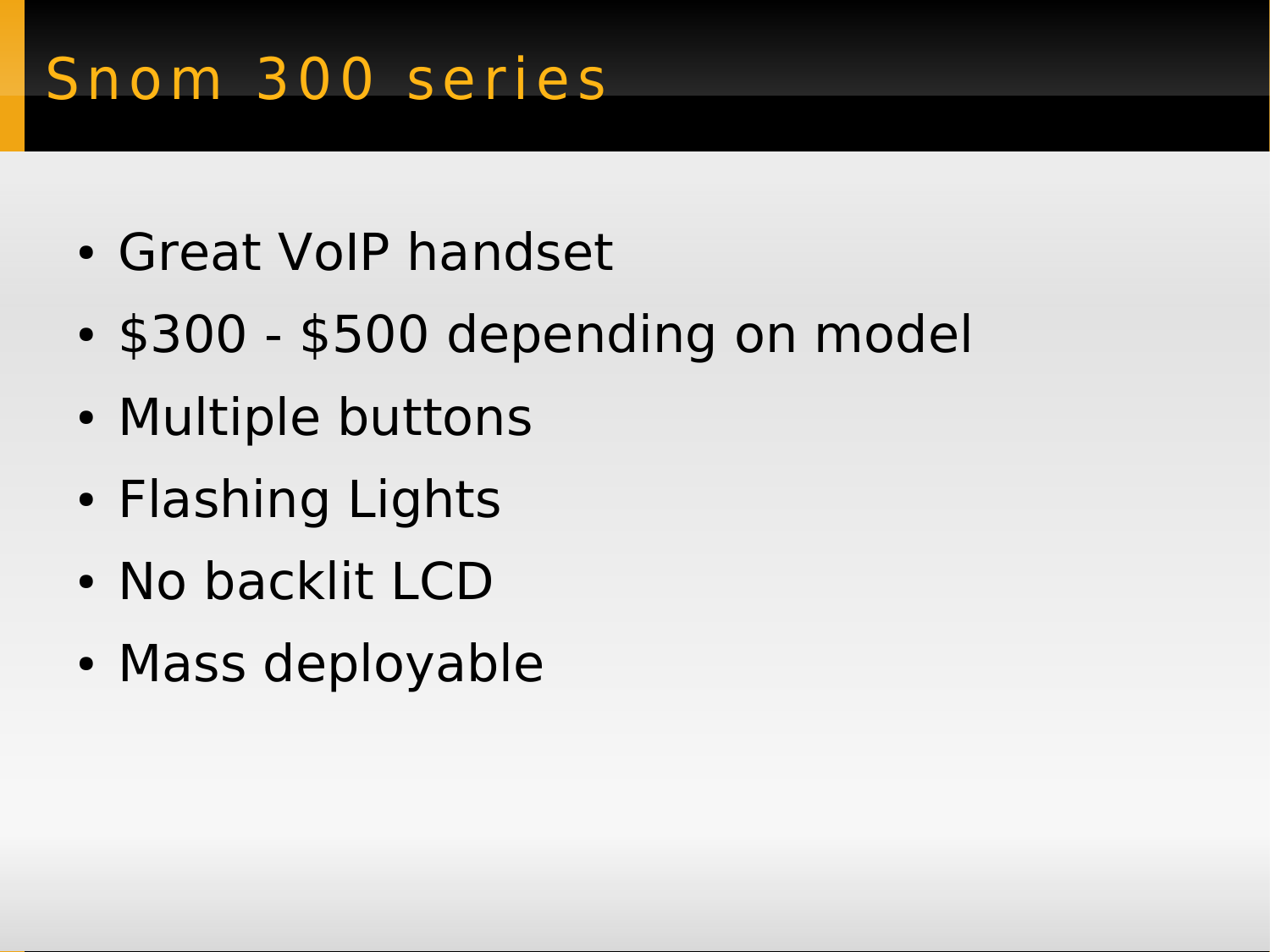# Snom 300 series

- Great VoIP handset
- $300 - $500 depending on model
- Multiple buttons
- Flashing Lights
- No backlit LCD
- Mass deployable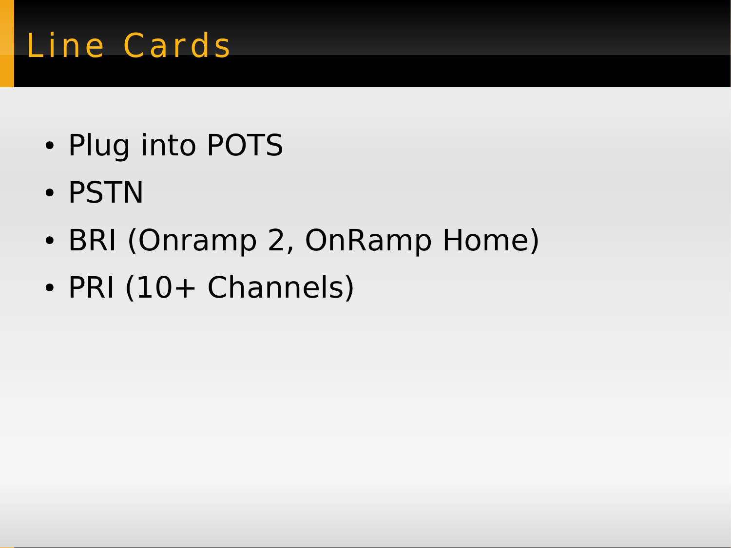# Line Cards

- Plug into POTS
- PSTN
- BRI (Onramp 2, OnRamp Home)
- PRI (10+ Channels)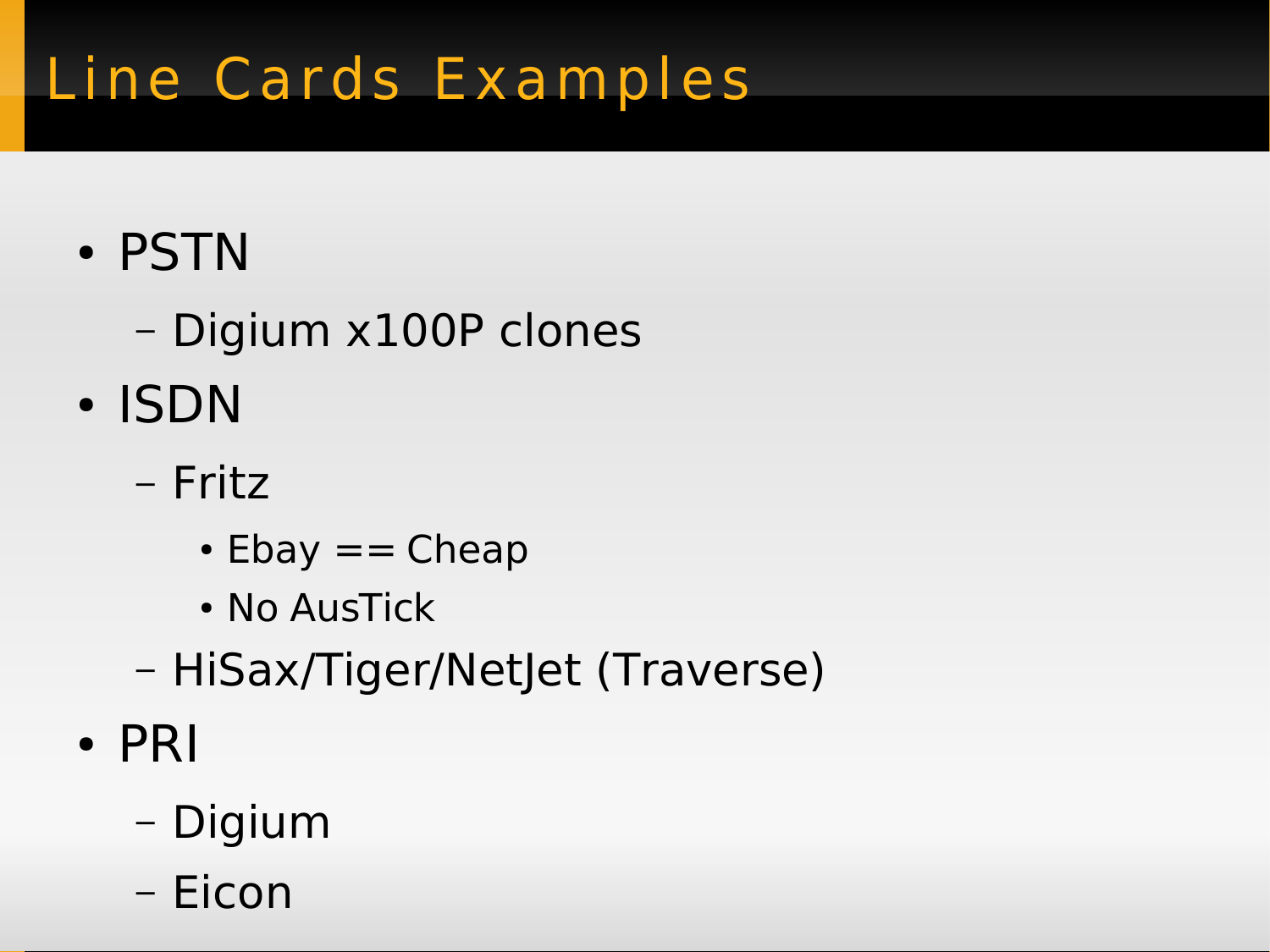# Line Cards Examples

- PSTN
  - Digium x100P clones
- ISDN
  - Fritz
    - Ebay == Cheap
    - No AusTick
  - HiSax/Tiger/NetJet (Traverse)
- PRI
  - Digium
  - Eicon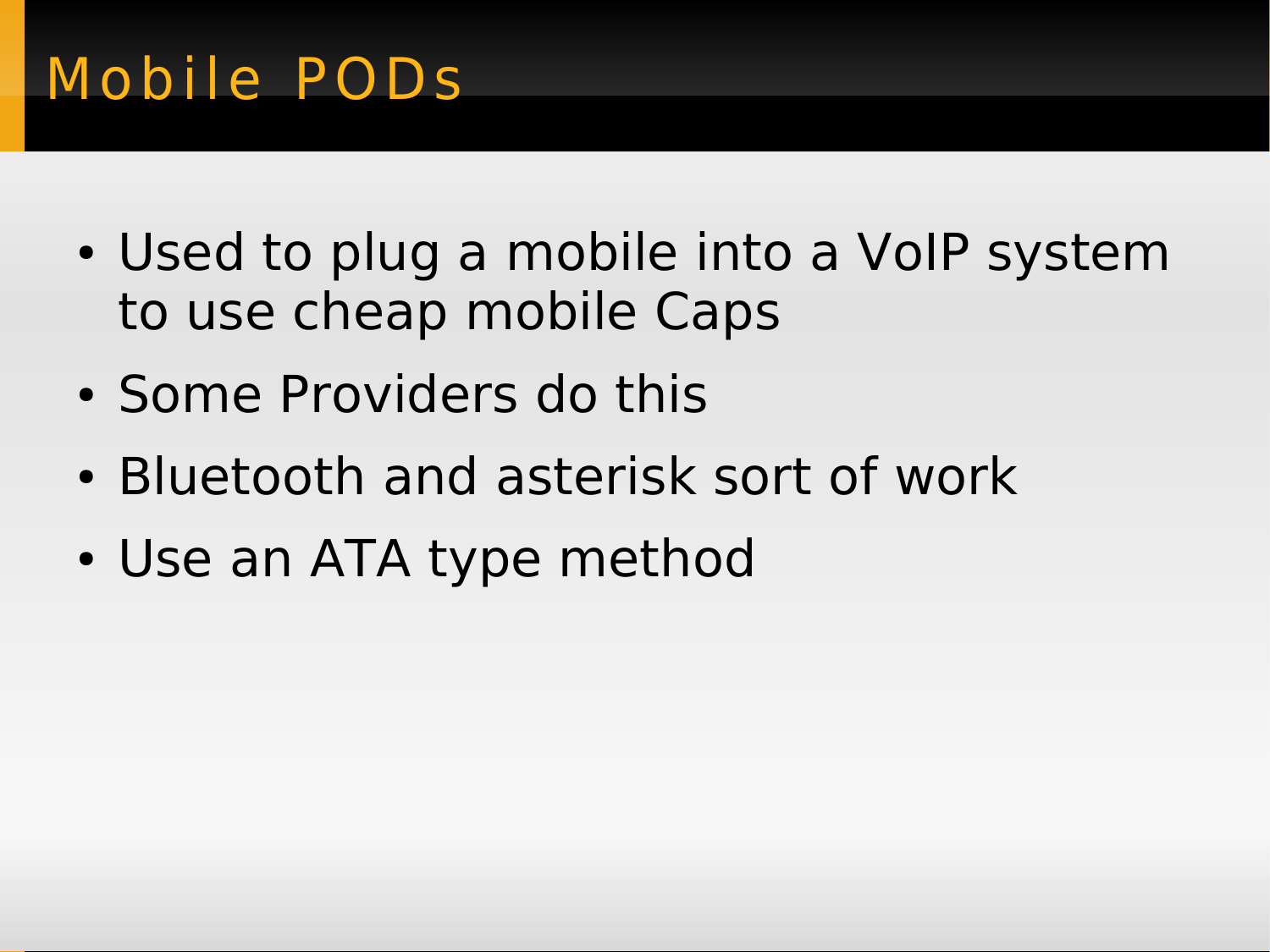# Mobile PODs

- Used to plug a mobile into a VoIP system to use cheap mobile Caps
- Some Providers do this
- Bluetooth and asterisk sort of work
- Use an ATA type method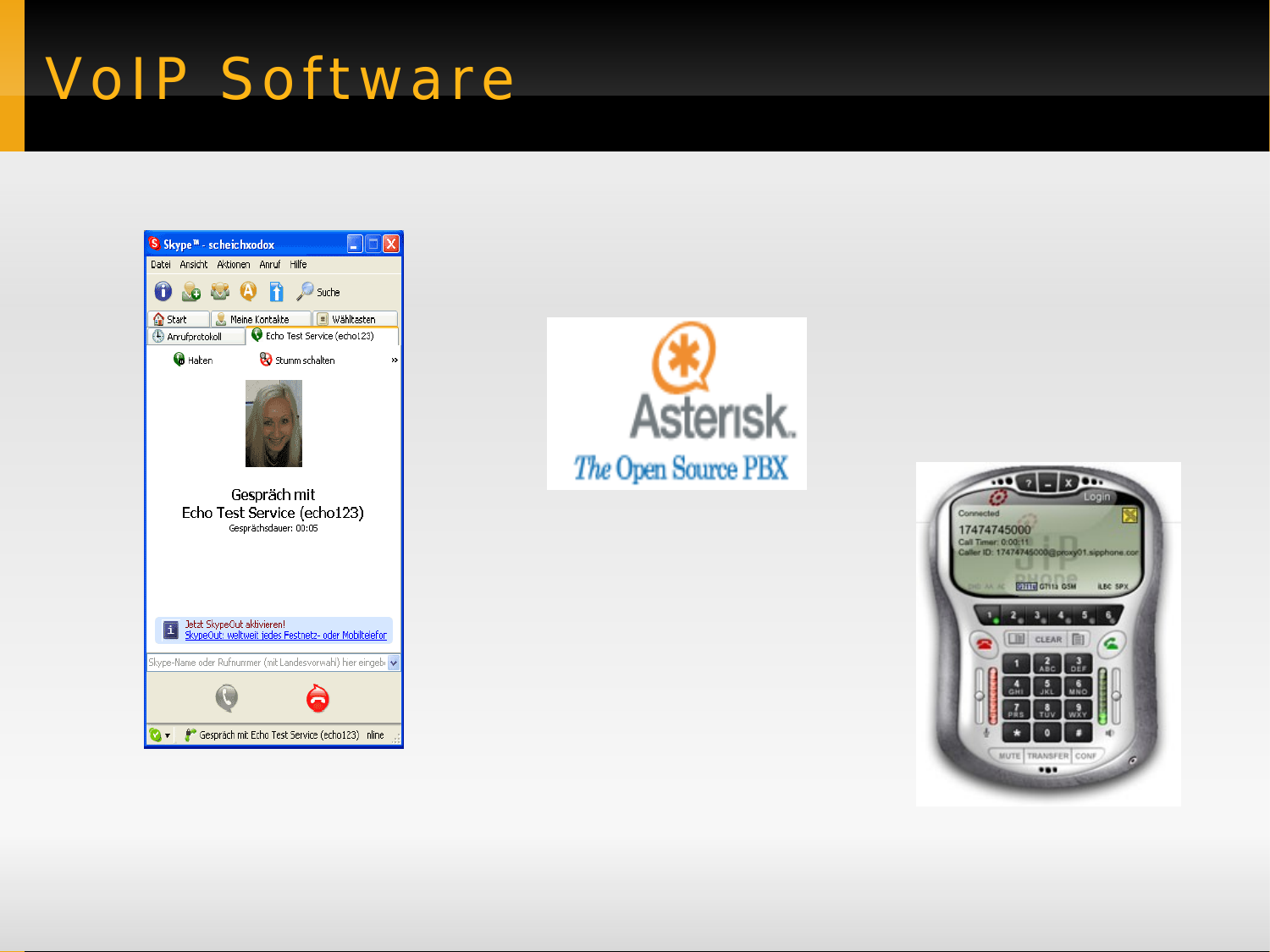# VoIP Software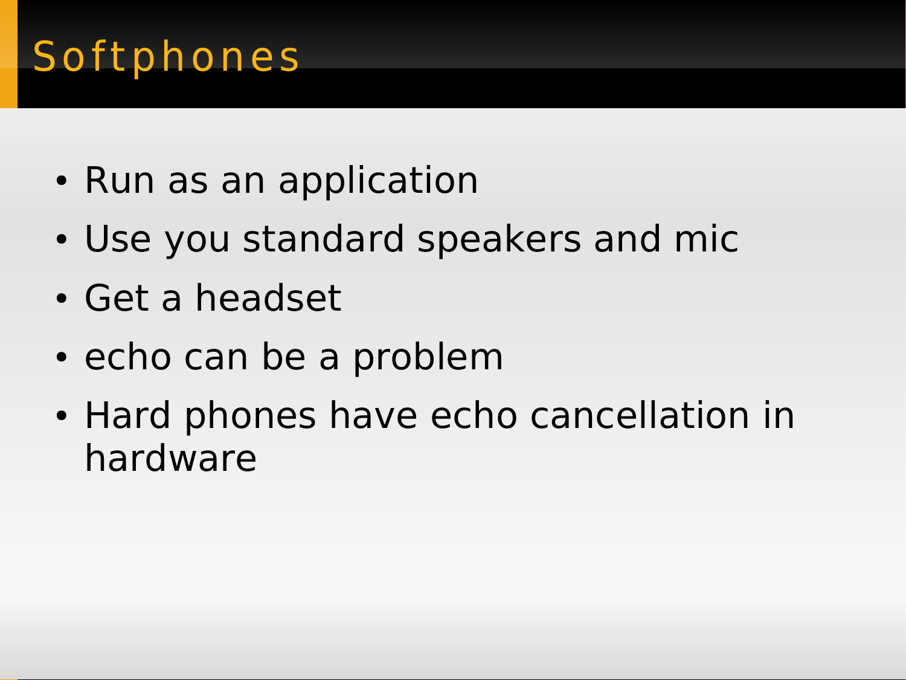# Softphones

- Run as an application
- Use you standard speakers and mic
- Get a headset
- echo can be a problem
- Hard phones have echo cancellation in hardware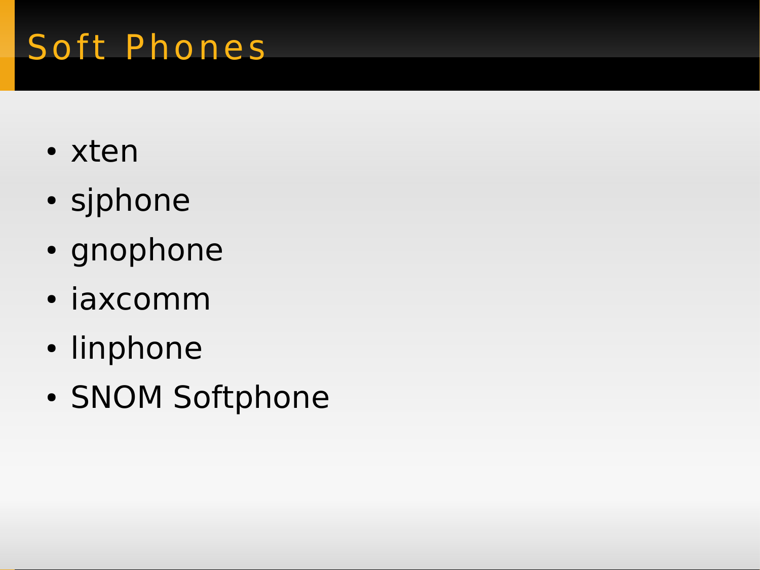# Soft Phones

- xten
- sjphone
- gnophone
- iaxcomm
- linphone
- SNOM Softphone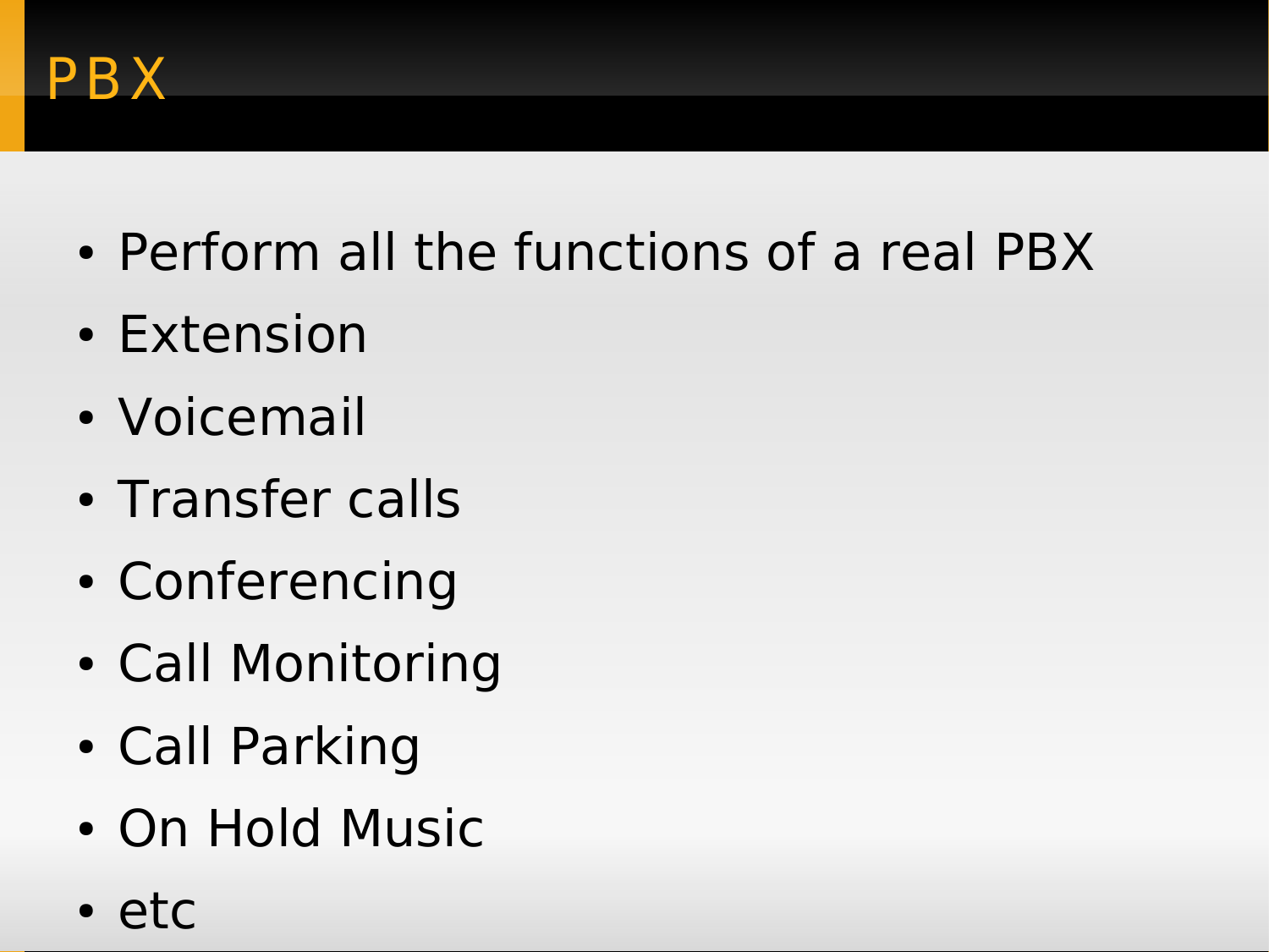# PBX

- Perform all the functions of a real PBX
- Extension
- Voicemail
- Transfer calls
- Conferencing
- Call Monitoring
- Call Parking
- On Hold Music
- etc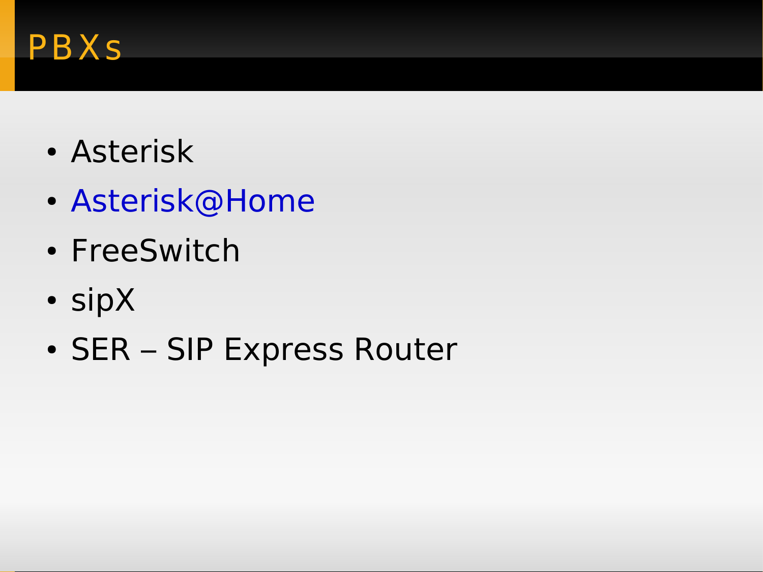# PBXs

- Asterisk
- Asterisk@Home
- FreeSwitch
- sipX
- SER – SIP Express Router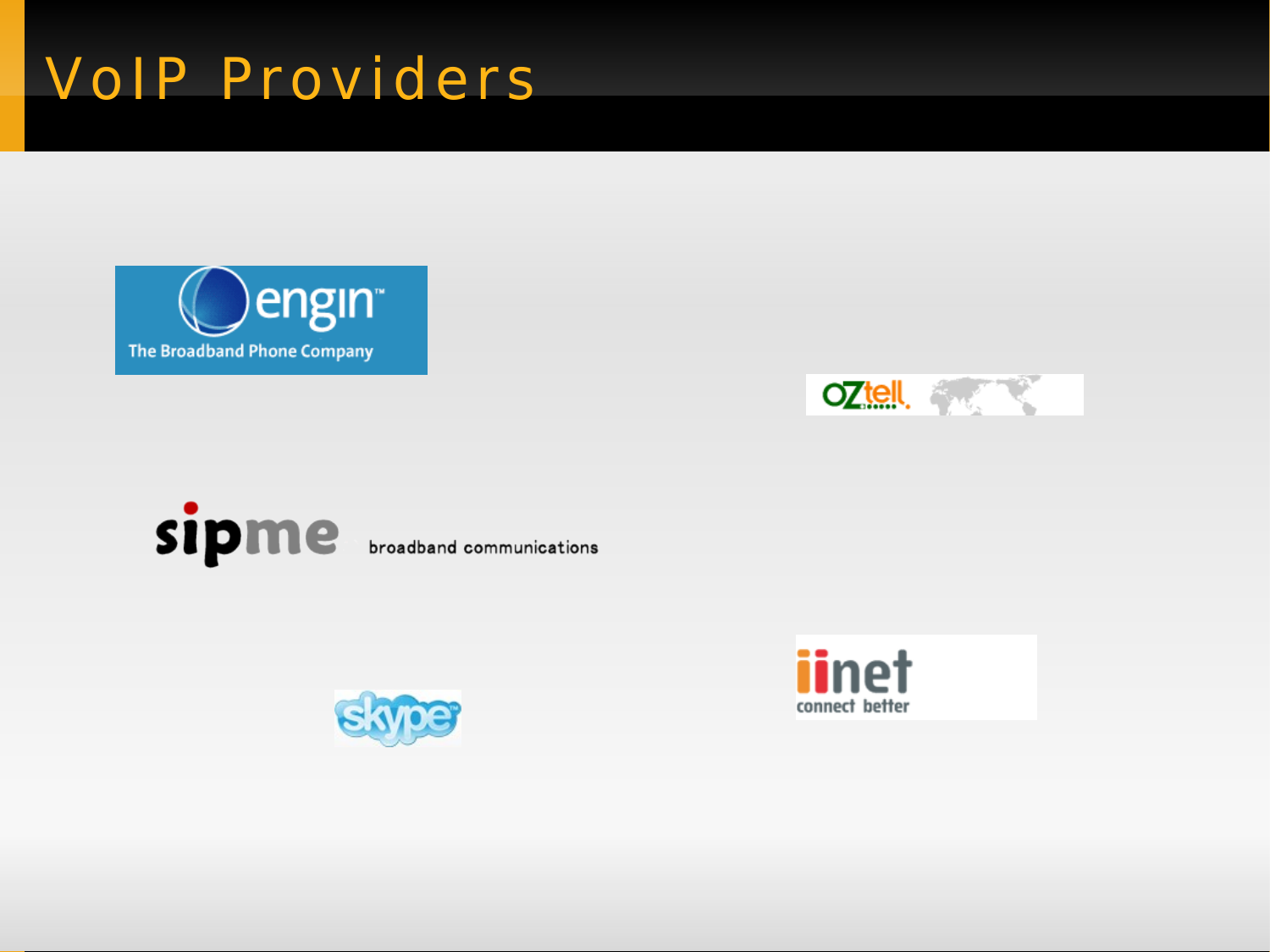# VoIP Providers

engin
The Broadband Phone Company

OZtell

sipme broadband communications

iinet
connect better

skype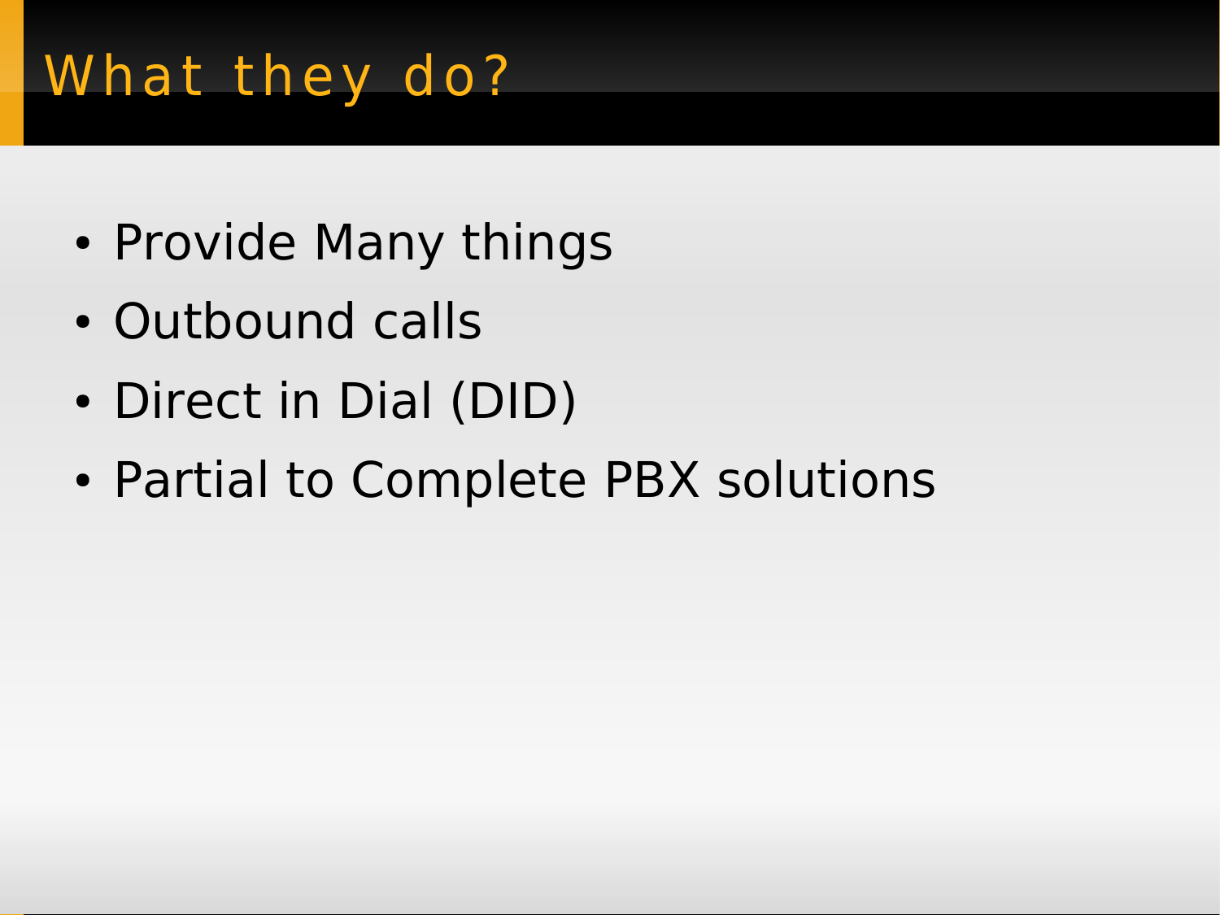# What they do?

- Provide Many things
- Outbound calls
- Direct in Dial (DID)
- Partial to Complete PBX solutions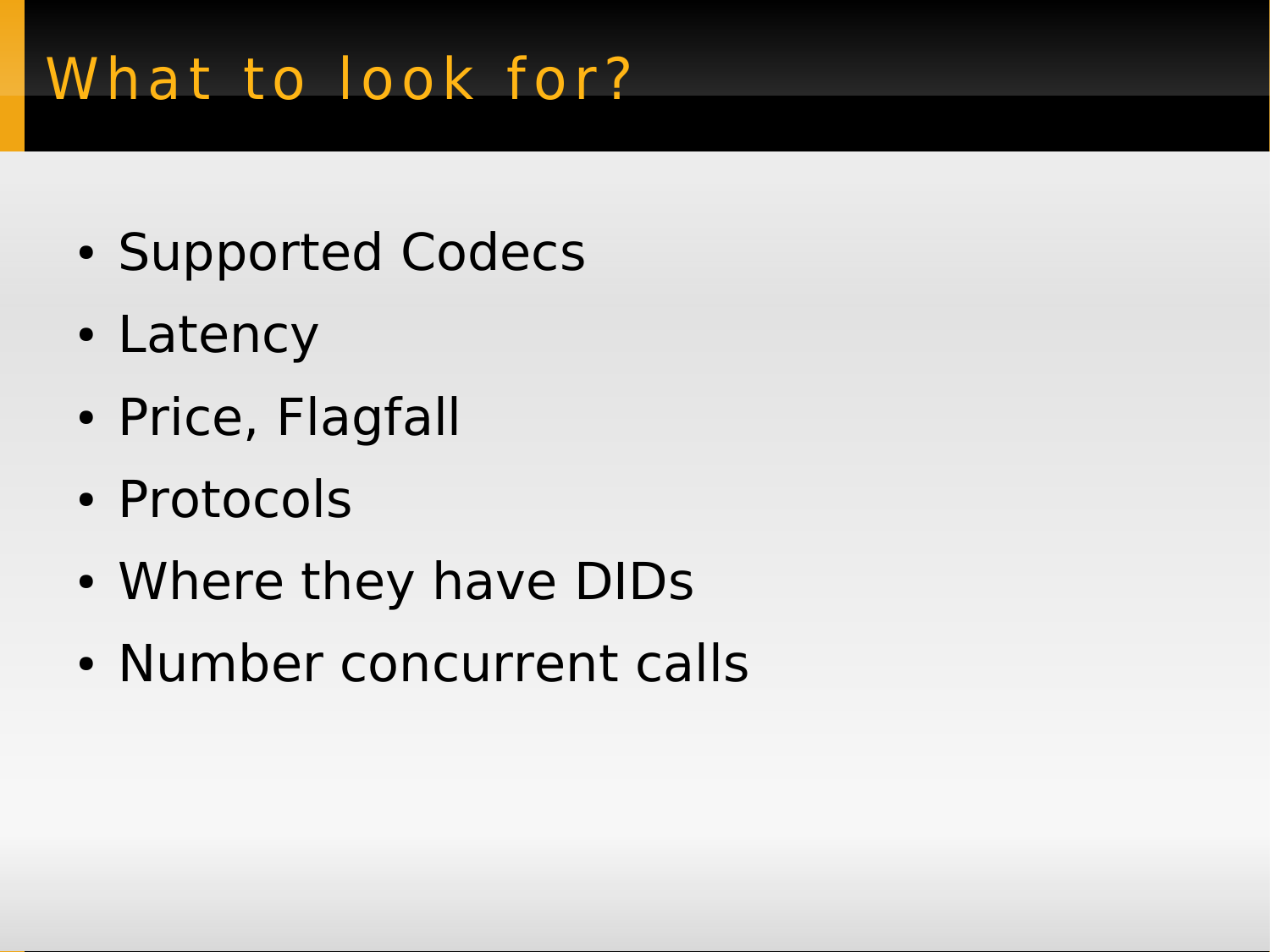# What to look for?

- Supported Codecs
- Latency
- Price, Flagfall
- Protocols
- Where they have DIDs
- Number concurrent calls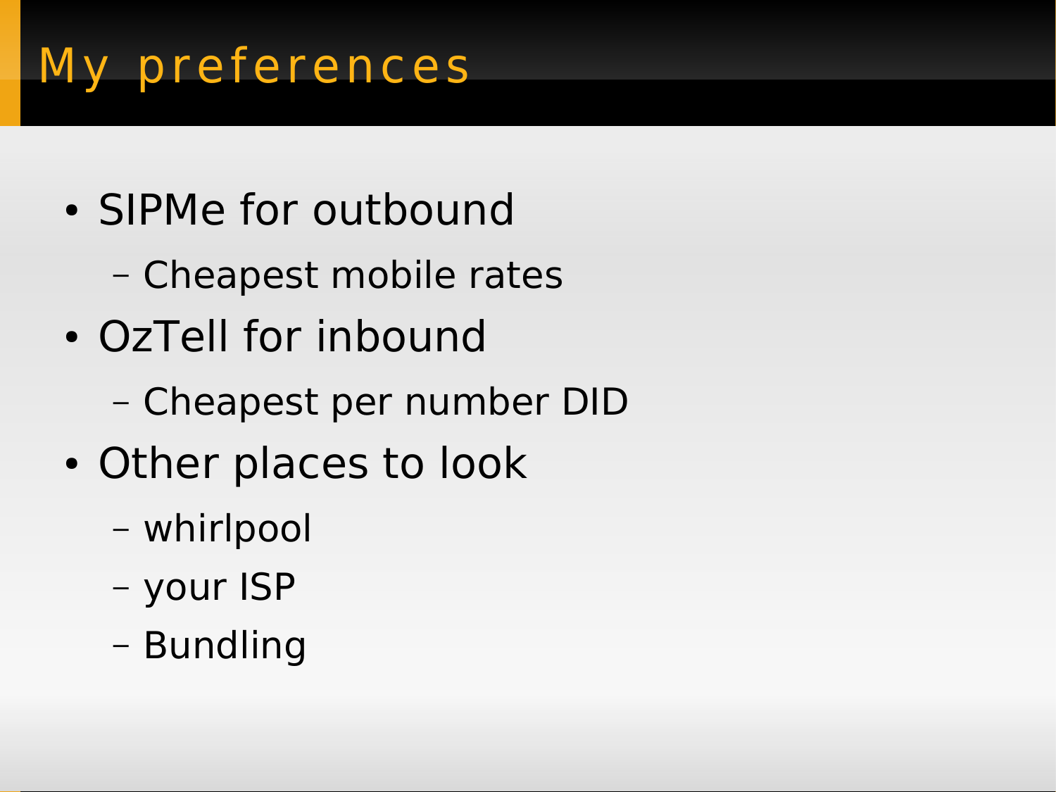# My preferences

- SIPMe for outbound
  - Cheapest mobile rates
- OzTell for inbound
  - Cheapest per number DID
- Other places to look
  - whirlpool
  - your ISP
  - Bundling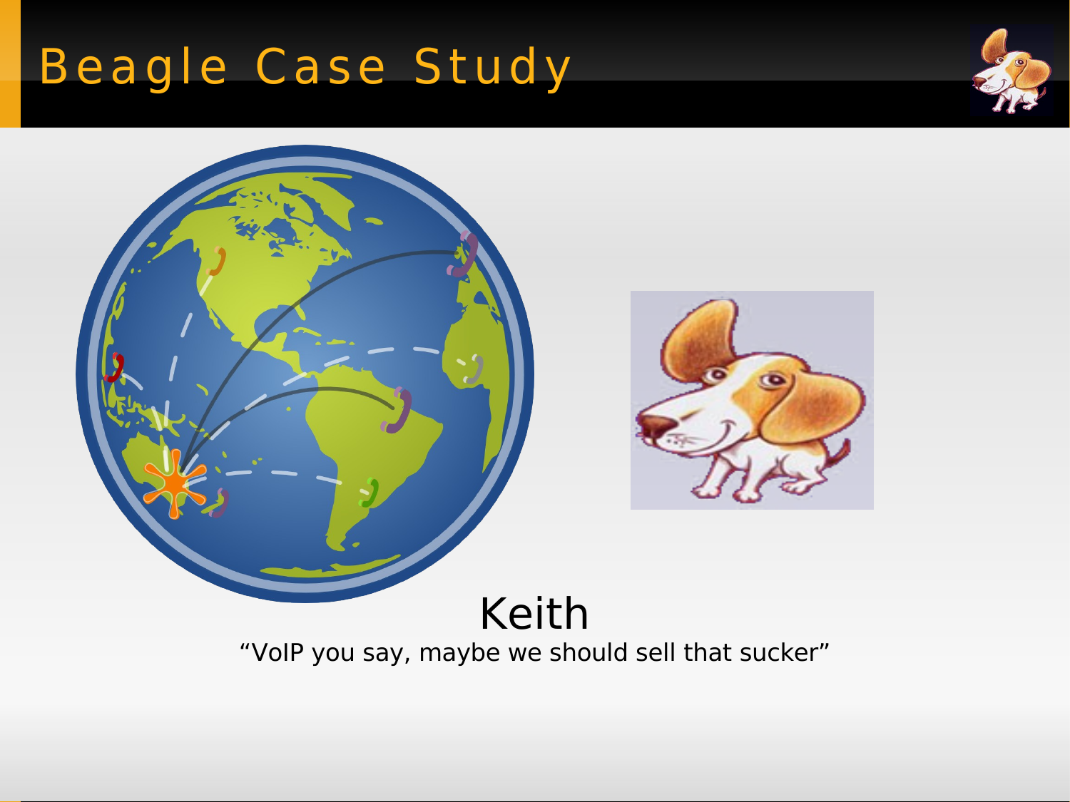# Beagle Case Study

Keith

"VoIP you say, maybe we should sell that sucker"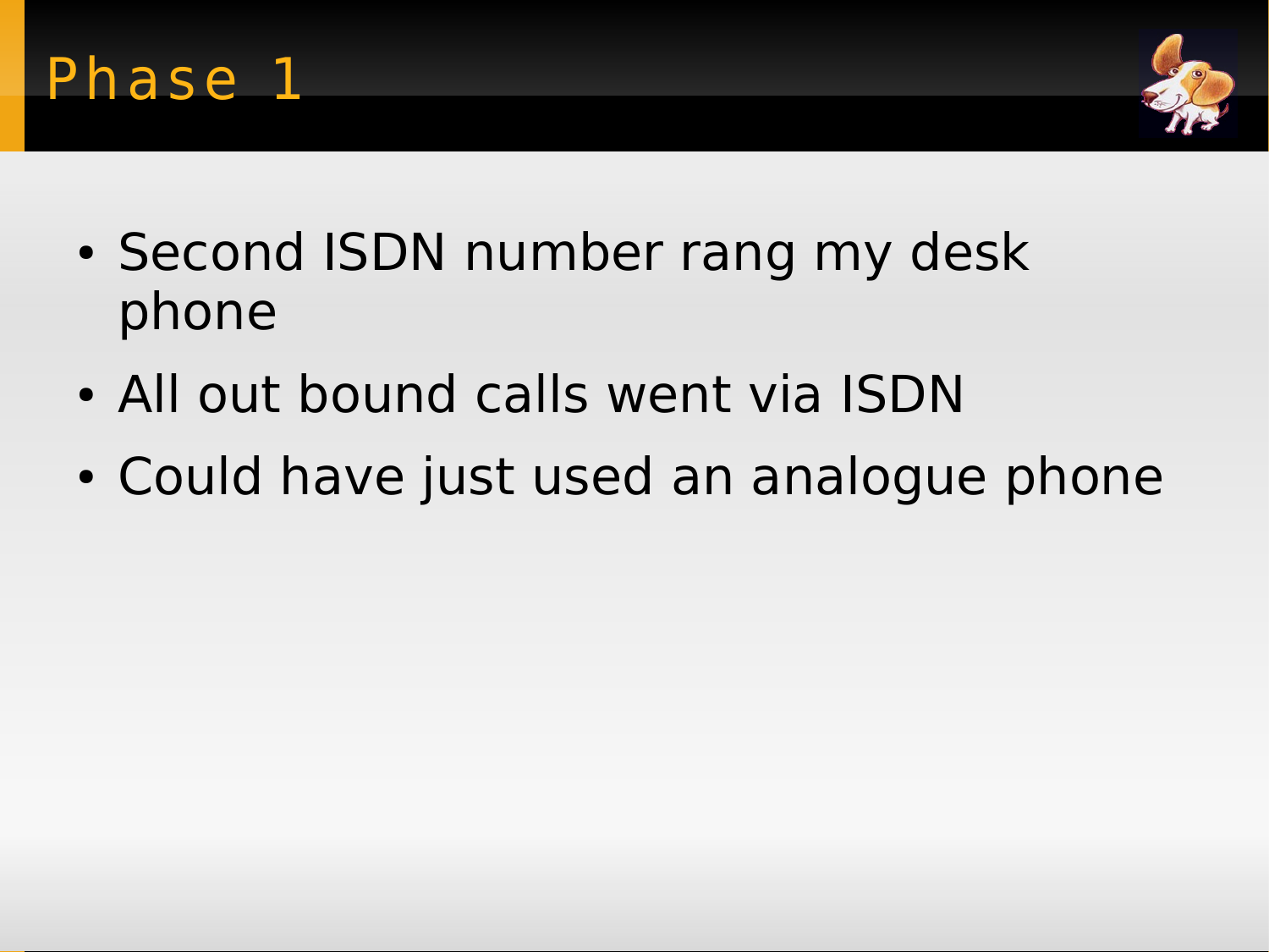# Phase 1

- Second ISDN number rang my desk phone
- All out bound calls went via ISDN
- Could have just used an analogue phone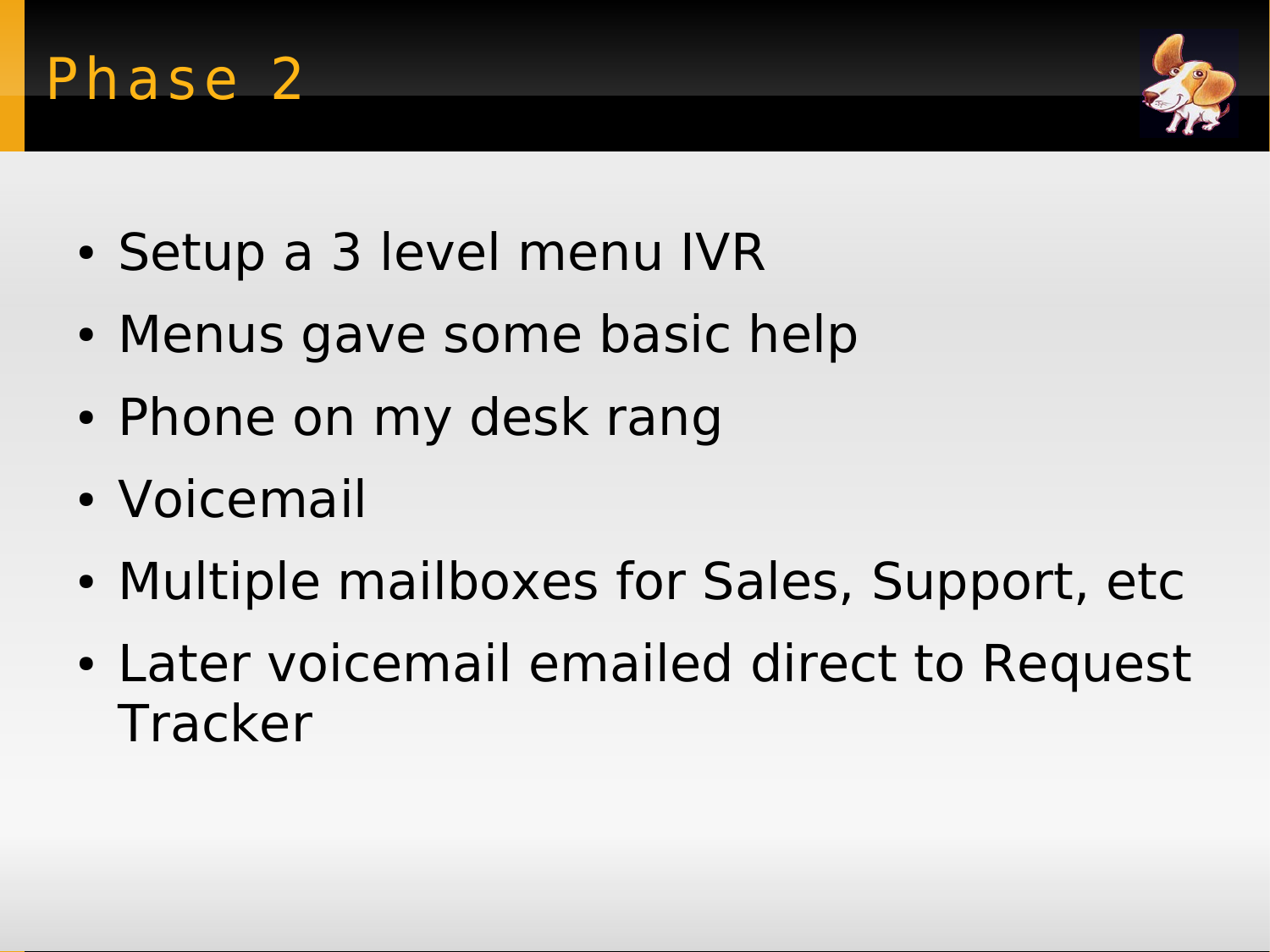# Phase 2

- Setup a 3 level menu IVR
- Menus gave some basic help
- Phone on my desk rang
- Voicemail
- Multiple mailboxes for Sales, Support, etc
- Later voicemail emailed direct to Request Tracker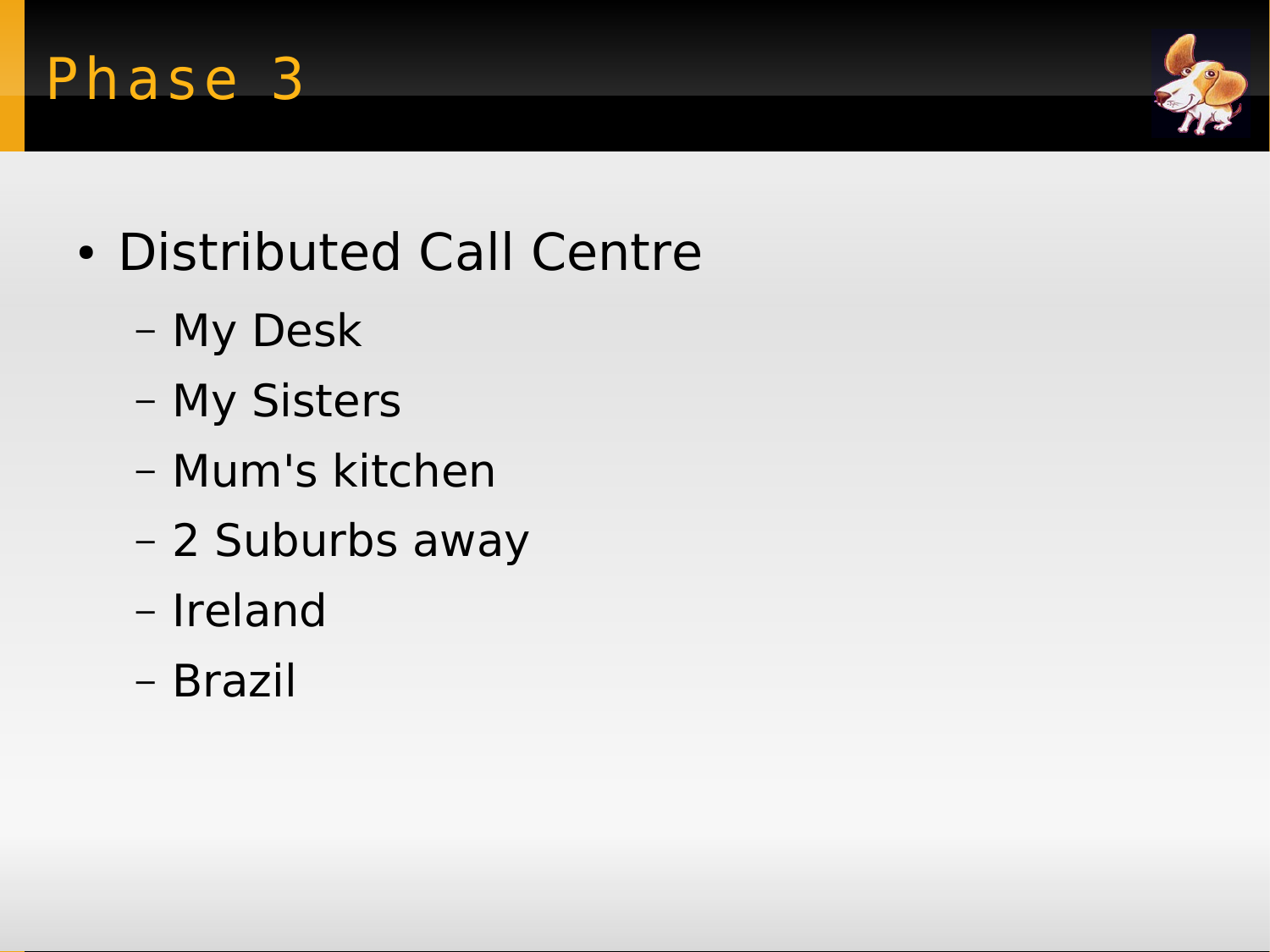# Phase 3

- Distributed Call Centre
  - My Desk
  - My Sisters
  - Mum's kitchen
  - 2 Suburbs away
  - Ireland
  - Brazil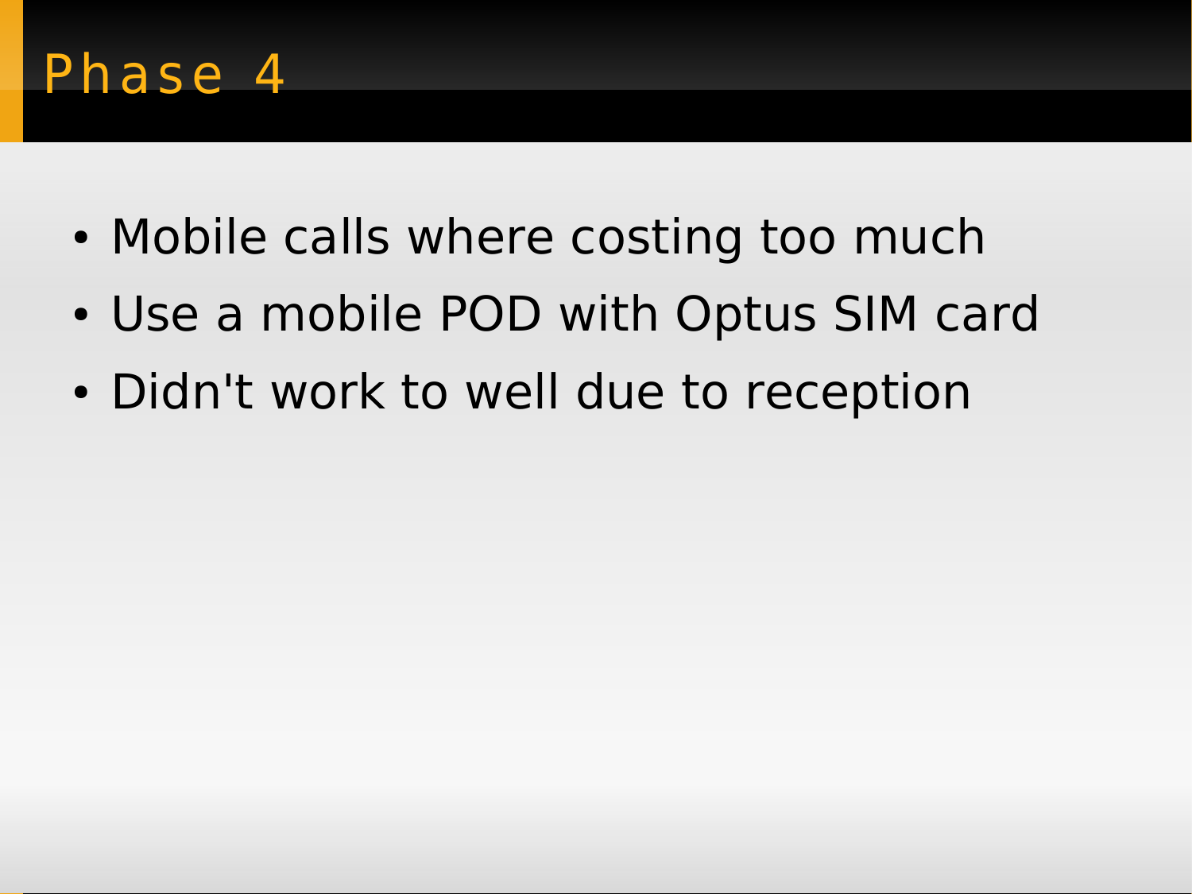# Phase 4

- Mobile calls where costing too much
- Use a mobile POD with Optus SIM card
- Didn't work to well due to reception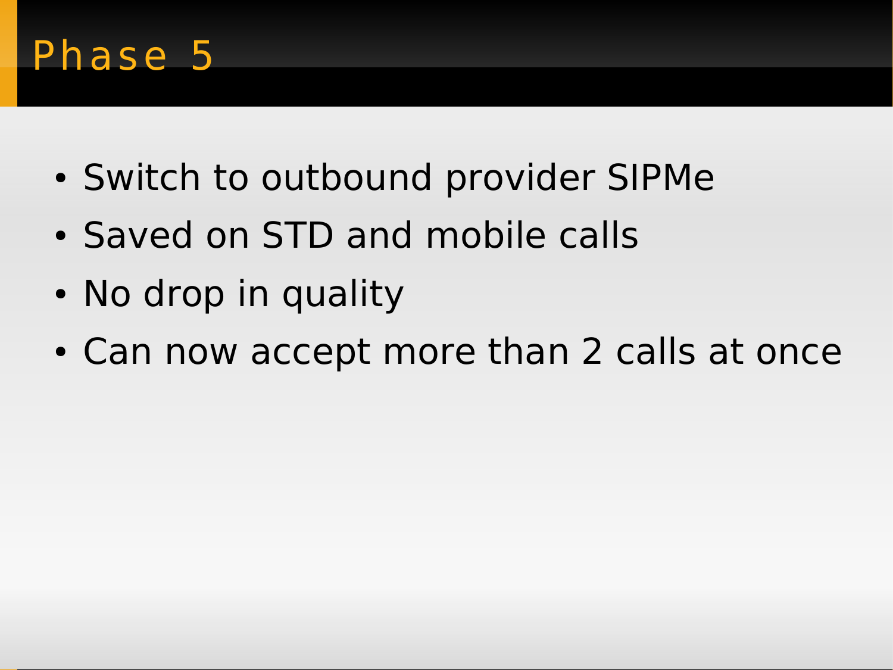# Phase 5

- Switch to outbound provider SIPMe
- Saved on STD and mobile calls
- No drop in quality
- Can now accept more than 2 calls at once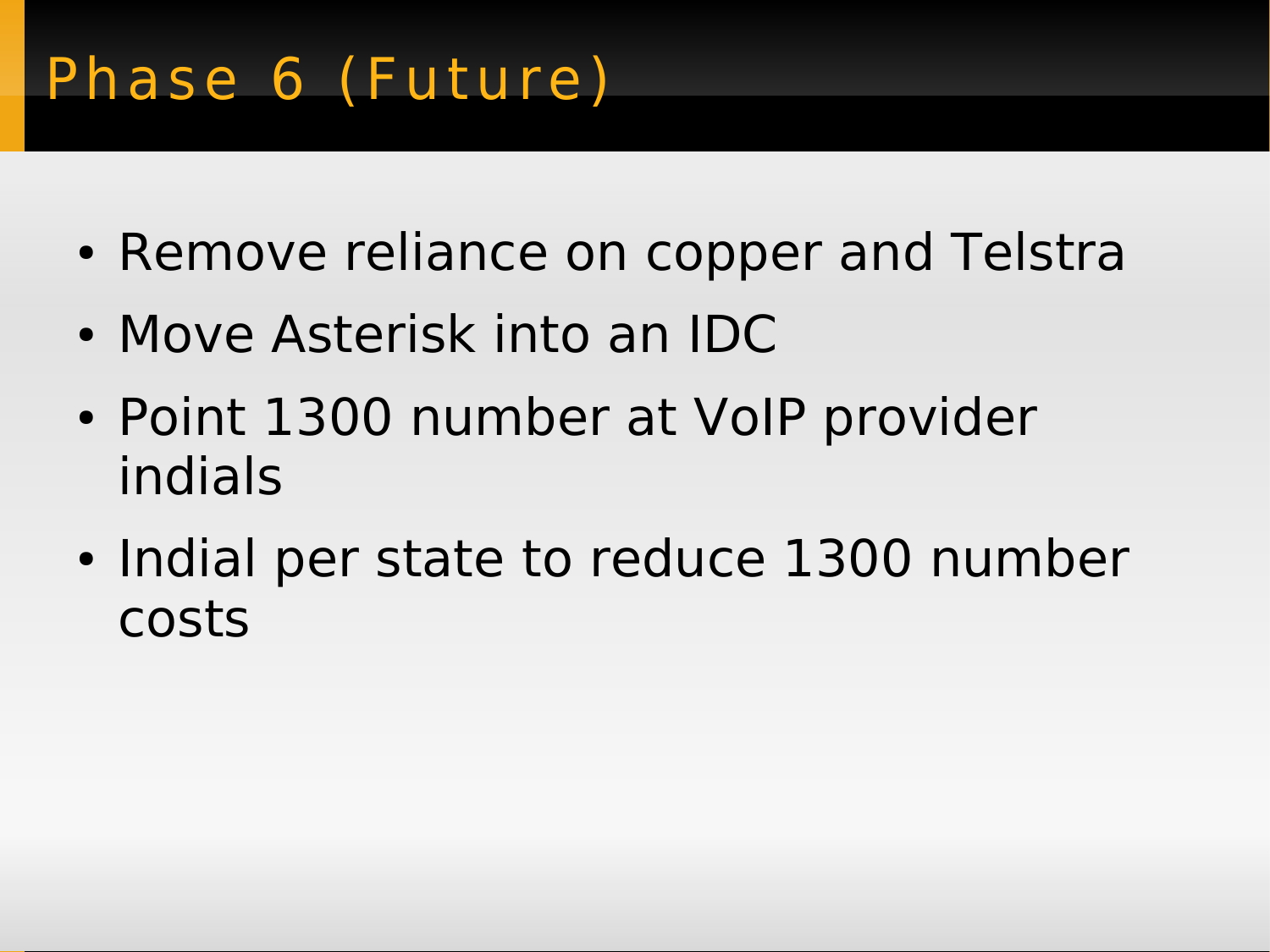# Phase 6 (Future)

- Remove reliance on copper and Telstra
- Move Asterisk into an IDC
- Point 1300 number at VoIP provider indials
- Indial per state to reduce 1300 number costs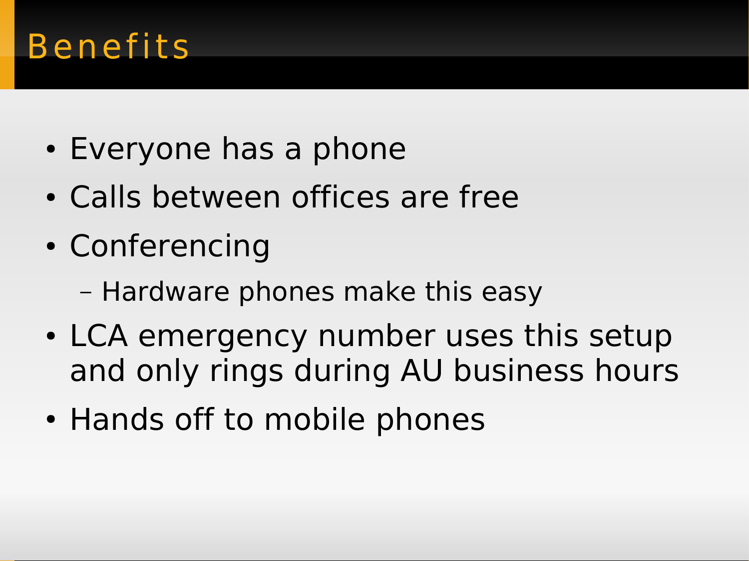# Benefits

- Everyone has a phone
- Calls between offices are free
- Conferencing
  - Hardware phones make this easy
- LCA emergency number uses this setup and only rings during AU business hours
- Hands off to mobile phones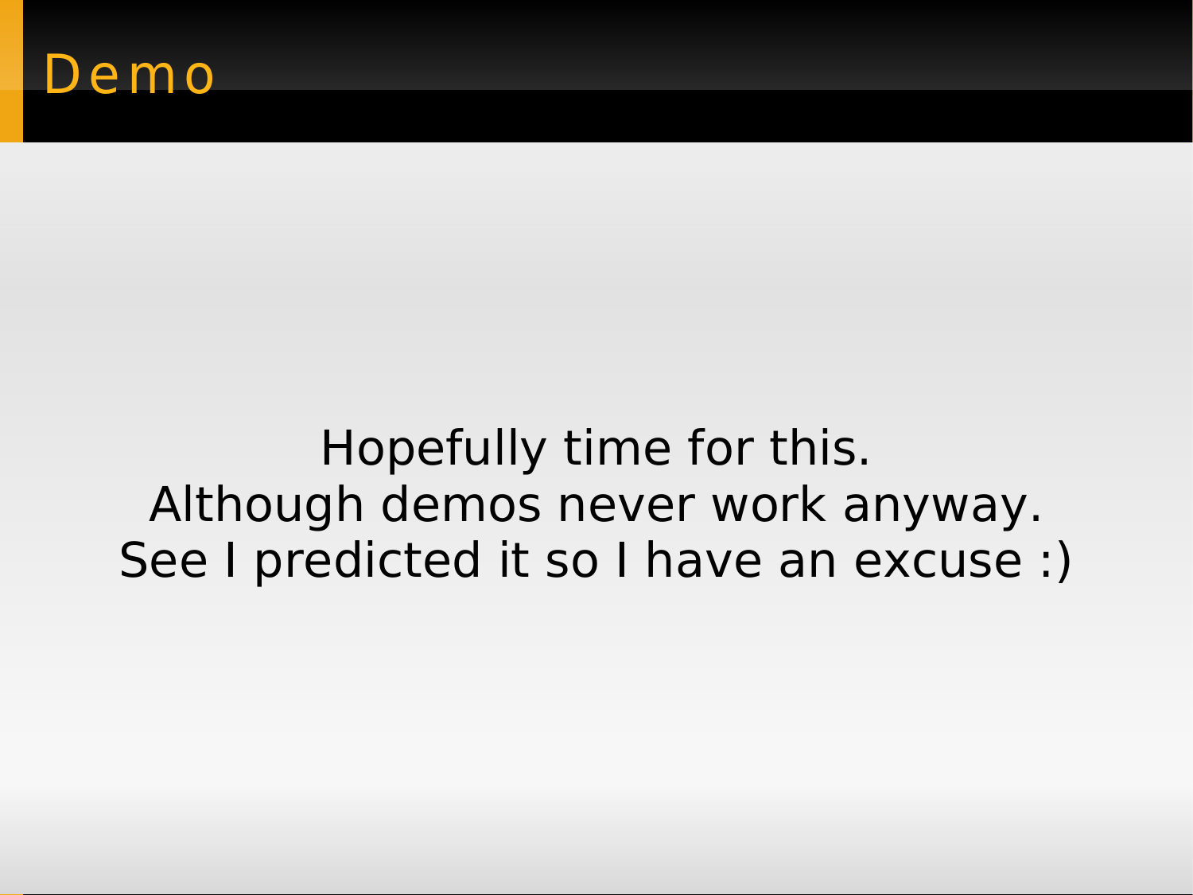# Demo

Hopefully time for this.
Although demos never work anyway.
See I predicted it so I have an excuse :)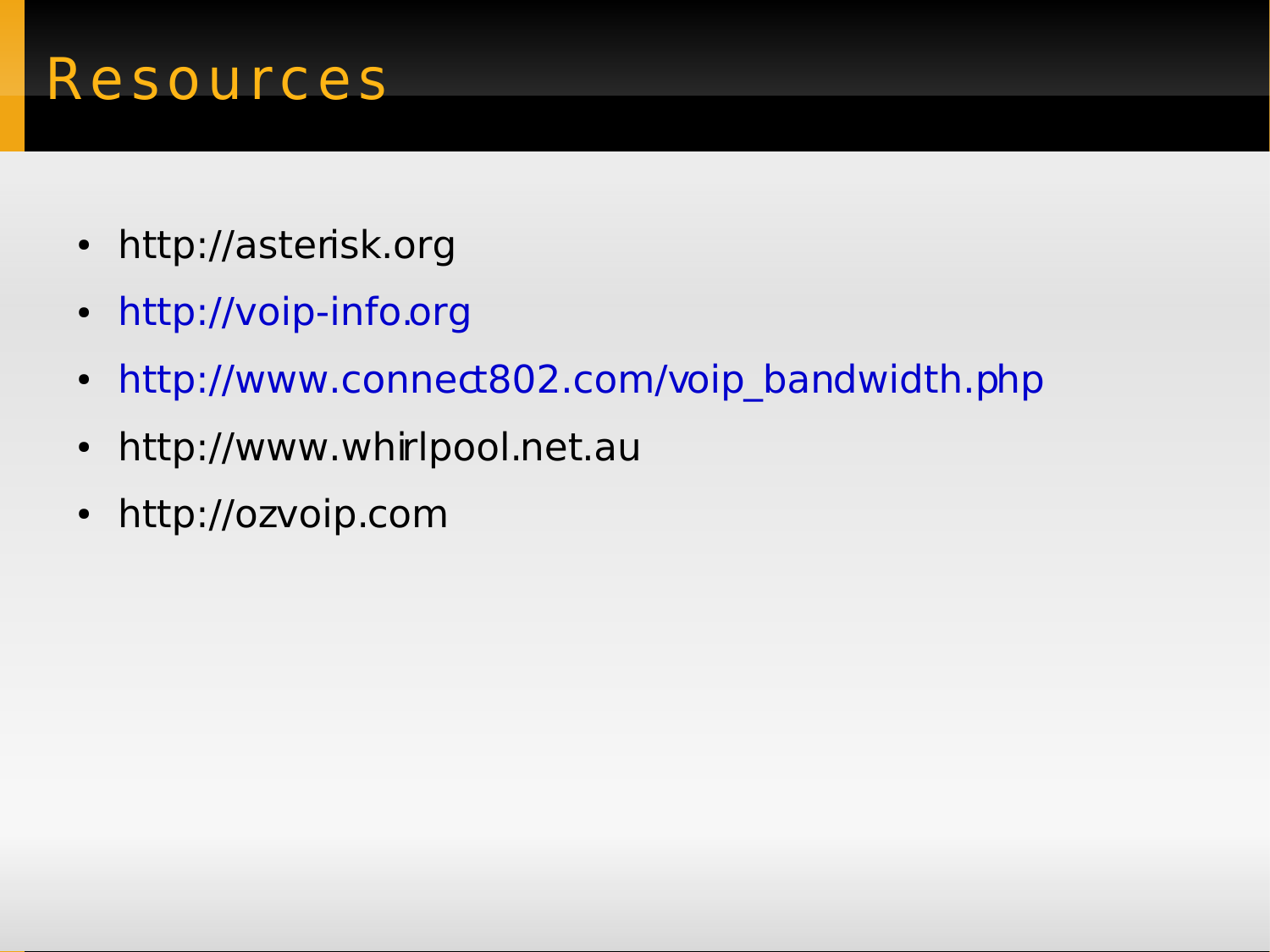# Resources

- http://asterisk.org
- http://voip-info.org
- http://www.connect802.com/voip_bandwidth.php
- http://www.whirlpool.net.au
- http://ozvoip.com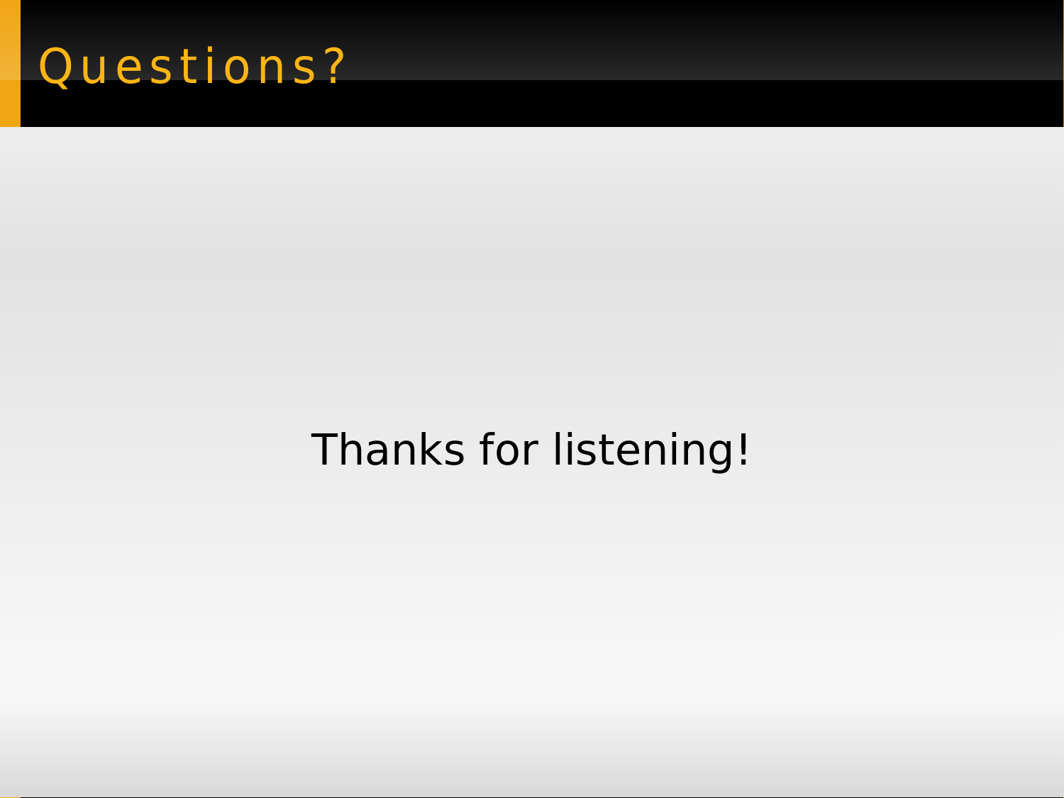# Questions?

Thanks for listening!